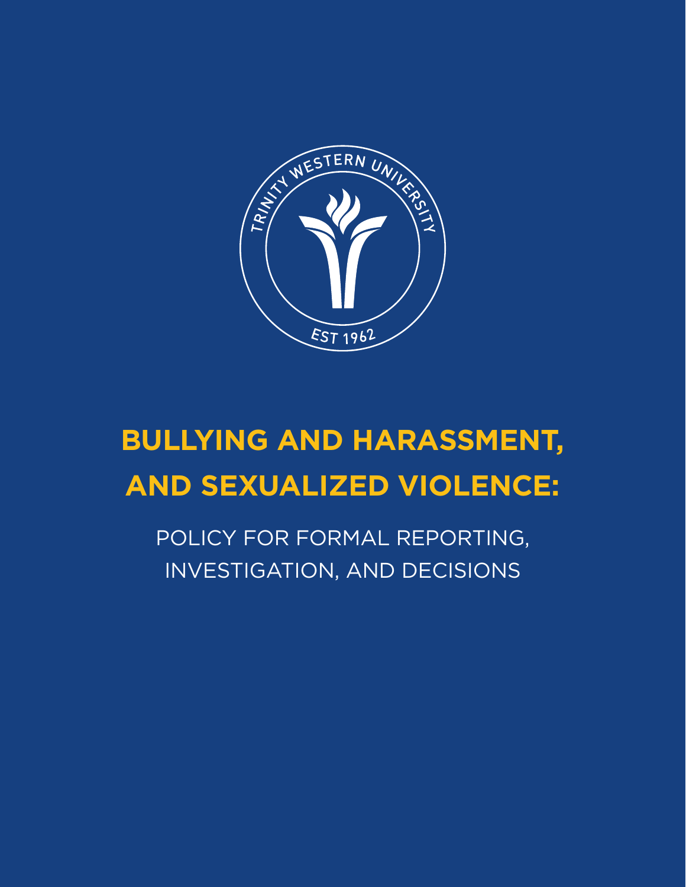TRINITY WESTERN UNIVERSITY

EST 1962

# BULLYING AND HARASSMENT, AND SEXUALIZED VIOLENCE:

POLICY FOR FORMAL REPORTING, INVESTIGATION, AND DECISIONS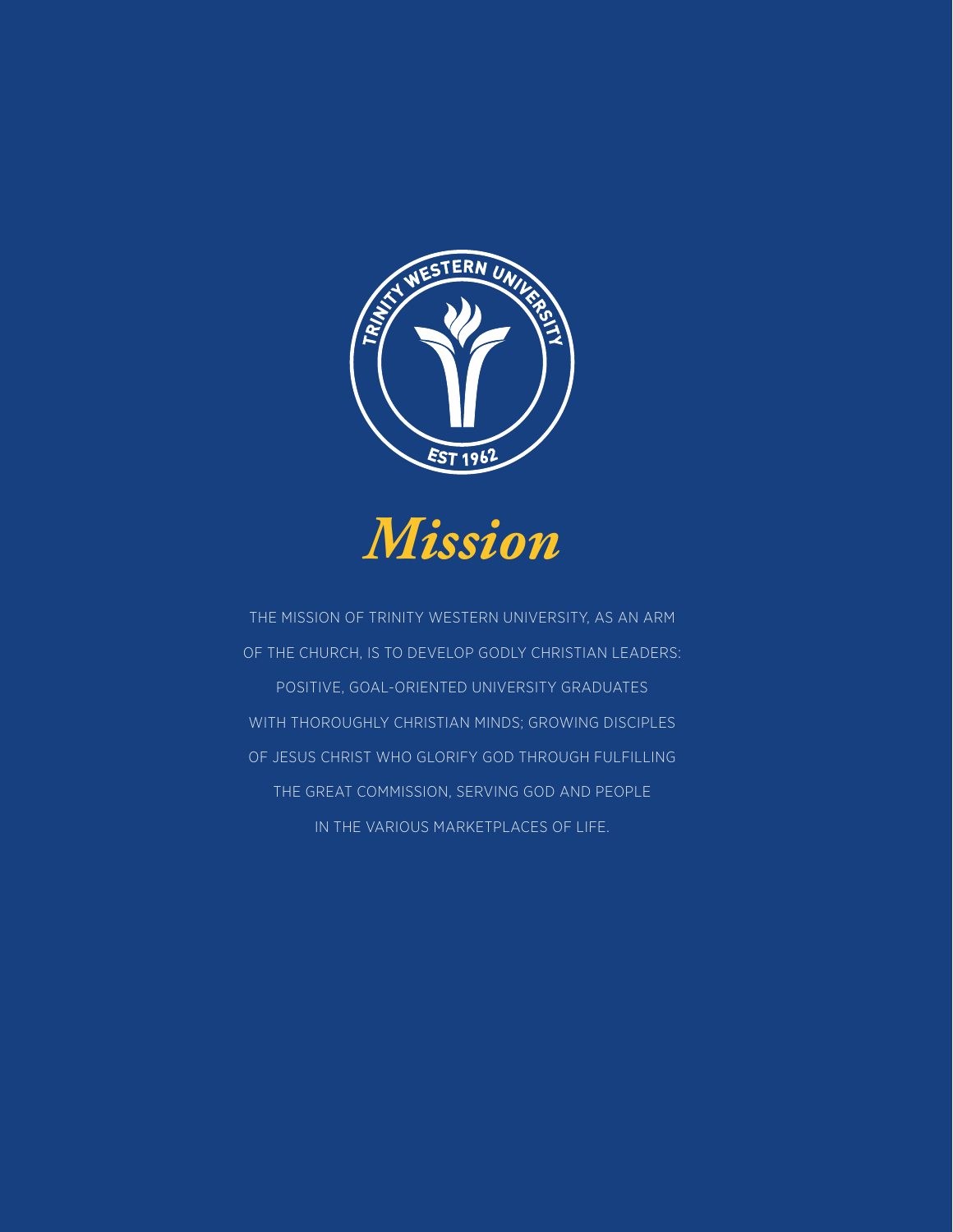# *Mission*

THE MISSION OF TRINITY WESTERN UNIVERSITY, AS AN ARM OF THE CHURCH, IS TO DEVELOP GODLY CHRISTIAN LEADERS: POSITIVE, GOAL-ORIENTED UNIVERSITY GRADUATES WITH THOROUGHLY CHRISTIAN MINDS; GROWING DISCIPLES OF JESUS CHRIST WHO GLORIFY GOD THROUGH FULFILLING THE GREAT COMMISSION, SERVING GOD AND PEOPLE IN THE VARIOUS MARKETPLACES OF LIFE.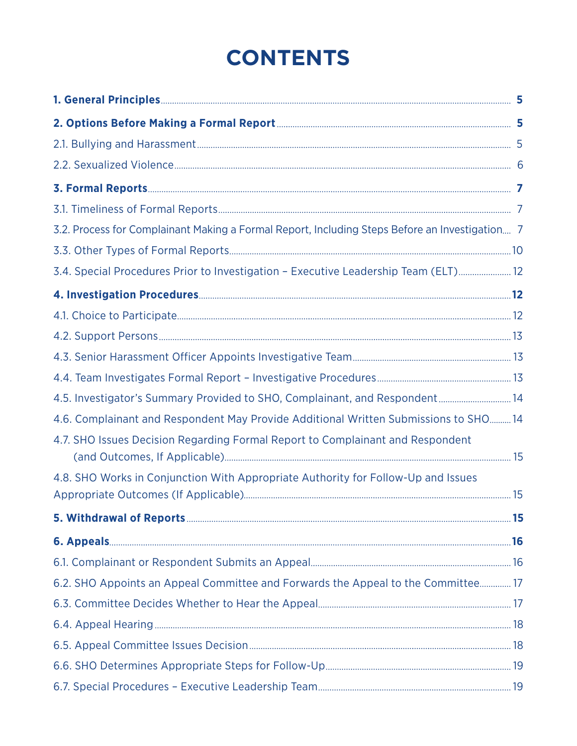# CONTENTS

**1. General Principles** ........ 5

**2. Options Before Making a Formal Report** ........ 5

2.1. Bullying and Harassment ........ 5

2.2. Sexualized Violence ........ 6

**3. Formal Reports** ........ 7

3.1. Timeliness of Formal Reports ........ 7

3.2. Process for Complainant Making a Formal Report, Including Steps Before an Investigation ........ 7

3.3. Other Types of Formal Reports ........ 10

3.4. Special Procedures Prior to Investigation – Executive Leadership Team (ELT) ........ 12

**4. Investigation Procedures** ........ 12

4.1. Choice to Participate ........ 12

4.2. Support Persons ........ 13

4.3. Senior Harassment Officer Appoints Investigative Team ........ 13

4.4. Team Investigates Formal Report – Investigative Procedures ........ 13

4.5. Investigator's Summary Provided to SHO, Complainant, and Respondent ........ 14

4.6. Complainant and Respondent May Provide Additional Written Submissions to SHO ........ 14

4.7. SHO Issues Decision Regarding Formal Report to Complainant and Respondent (and Outcomes, If Applicable) ........ 15

4.8. SHO Works in Conjunction With Appropriate Authority for Follow-Up and Issues Appropriate Outcomes (If Applicable) ........ 15

**5. Withdrawal of Reports** ........ 15

**6. Appeals** ........ 16

6.1. Complainant or Respondent Submits an Appeal ........ 16

6.2. SHO Appoints an Appeal Committee and Forwards the Appeal to the Committee ........ 17

6.3. Committee Decides Whether to Hear the Appeal ........ 17

6.4. Appeal Hearing ........ 18

6.5. Appeal Committee Issues Decision ........ 18

6.6. SHO Determines Appropriate Steps for Follow-Up ........ 19

6.7. Special Procedures – Executive Leadership Team ........ 19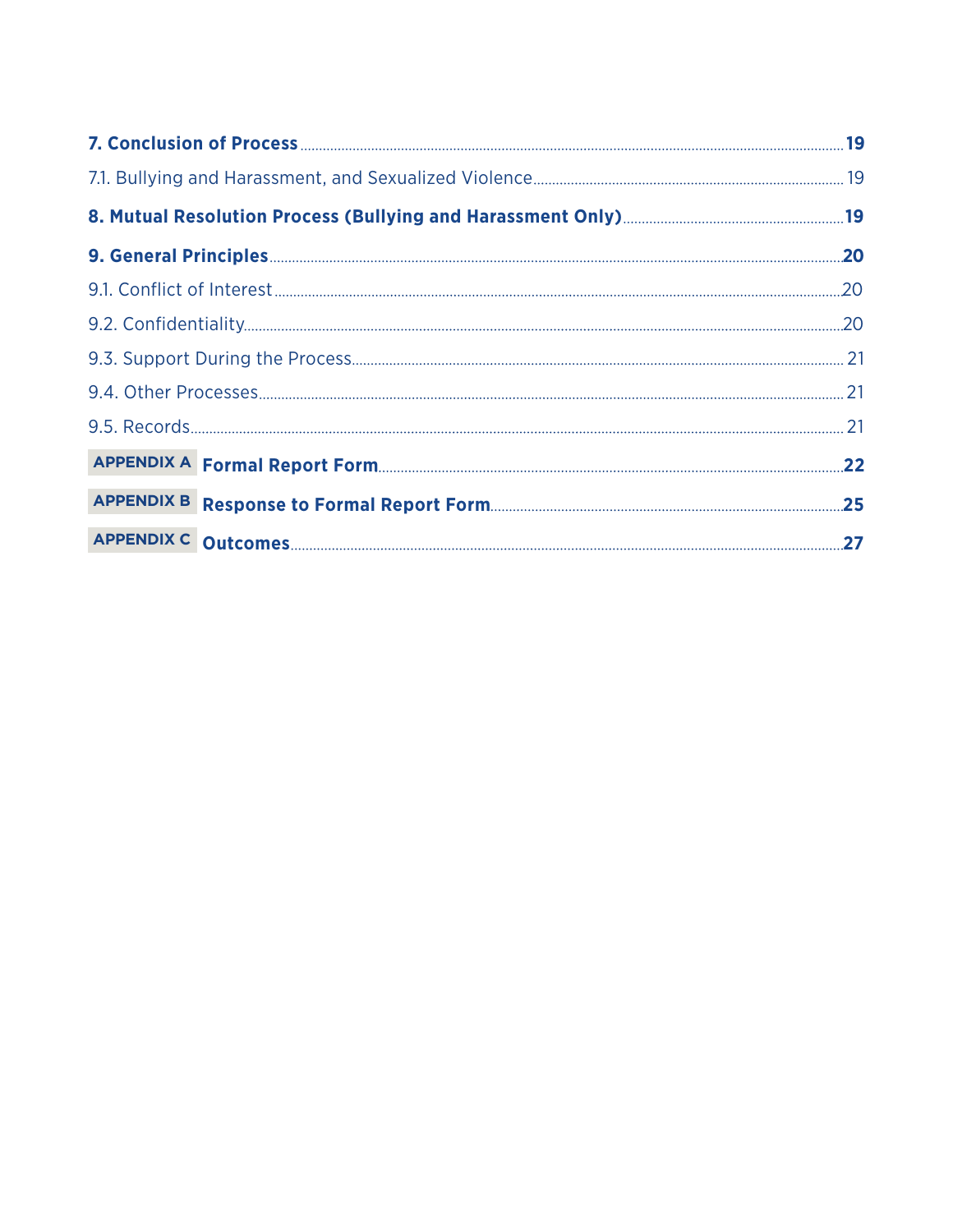**7. Conclusion of Process** ..... **19**

7.1. Bullying and Harassment, and Sexualized Violence ..... 19

**8. Mutual Resolution Process (Bullying and Harassment Only)** ..... **19**

**9. General Principles** ..... **20**

9.1. Conflict of Interest ..... 20

9.2. Confidentiality ..... 20

9.3. Support During the Process ..... 21

9.4. Other Processes ..... 21

9.5. Records ..... 21

**APPENDIX A Formal Report Form** ..... **22**

**APPENDIX B Response to Formal Report Form** ..... **25**

**APPENDIX C Outcomes** ..... **27**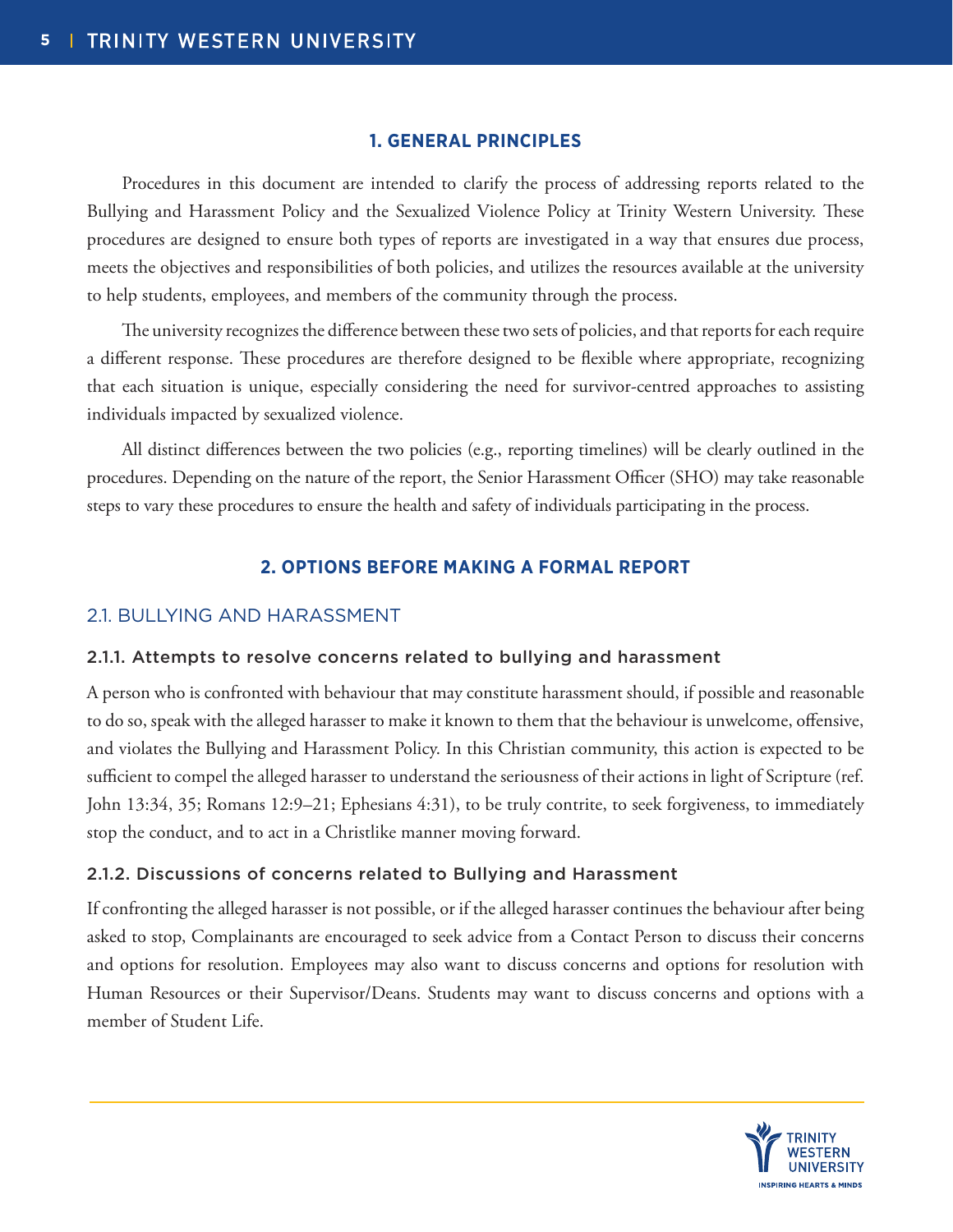## 1. GENERAL PRINCIPLES

Procedures in this document are intended to clarify the process of addressing reports related to the Bullying and Harassment Policy and the Sexualized Violence Policy at Trinity Western University. These procedures are designed to ensure both types of reports are investigated in a way that ensures due process, meets the objectives and responsibilities of both policies, and utilizes the resources available at the university to help students, employees, and members of the community through the process.

The university recognizes the difference between these two sets of policies, and that reports for each require a different response. These procedures are therefore designed to be flexible where appropriate, recognizing that each situation is unique, especially considering the need for survivor-centred approaches to assisting individuals impacted by sexualized violence.

All distinct differences between the two policies (e.g., reporting timelines) will be clearly outlined in the procedures. Depending on the nature of the report, the Senior Harassment Officer (SHO) may take reasonable steps to vary these procedures to ensure the health and safety of individuals participating in the process.

## 2. OPTIONS BEFORE MAKING A FORMAL REPORT

### 2.1. BULLYING AND HARASSMENT

#### 2.1.1. Attempts to resolve concerns related to bullying and harassment

A person who is confronted with behaviour that may constitute harassment should, if possible and reasonable to do so, speak with the alleged harasser to make it known to them that the behaviour is unwelcome, offensive, and violates the Bullying and Harassment Policy. In this Christian community, this action is expected to be sufficient to compel the alleged harasser to understand the seriousness of their actions in light of Scripture (ref. John 13:34, 35; Romans 12:9–21; Ephesians 4:31), to be truly contrite, to seek forgiveness, to immediately stop the conduct, and to act in a Christlike manner moving forward.

#### 2.1.2. Discussions of concerns related to Bullying and Harassment

If confronting the alleged harasser is not possible, or if the alleged harasser continues the behaviour after being asked to stop, Complainants are encouraged to seek advice from a Contact Person to discuss their concerns and options for resolution. Employees may also want to discuss concerns and options for resolution with Human Resources or their Supervisor/Deans. Students may want to discuss concerns and options with a member of Student Life.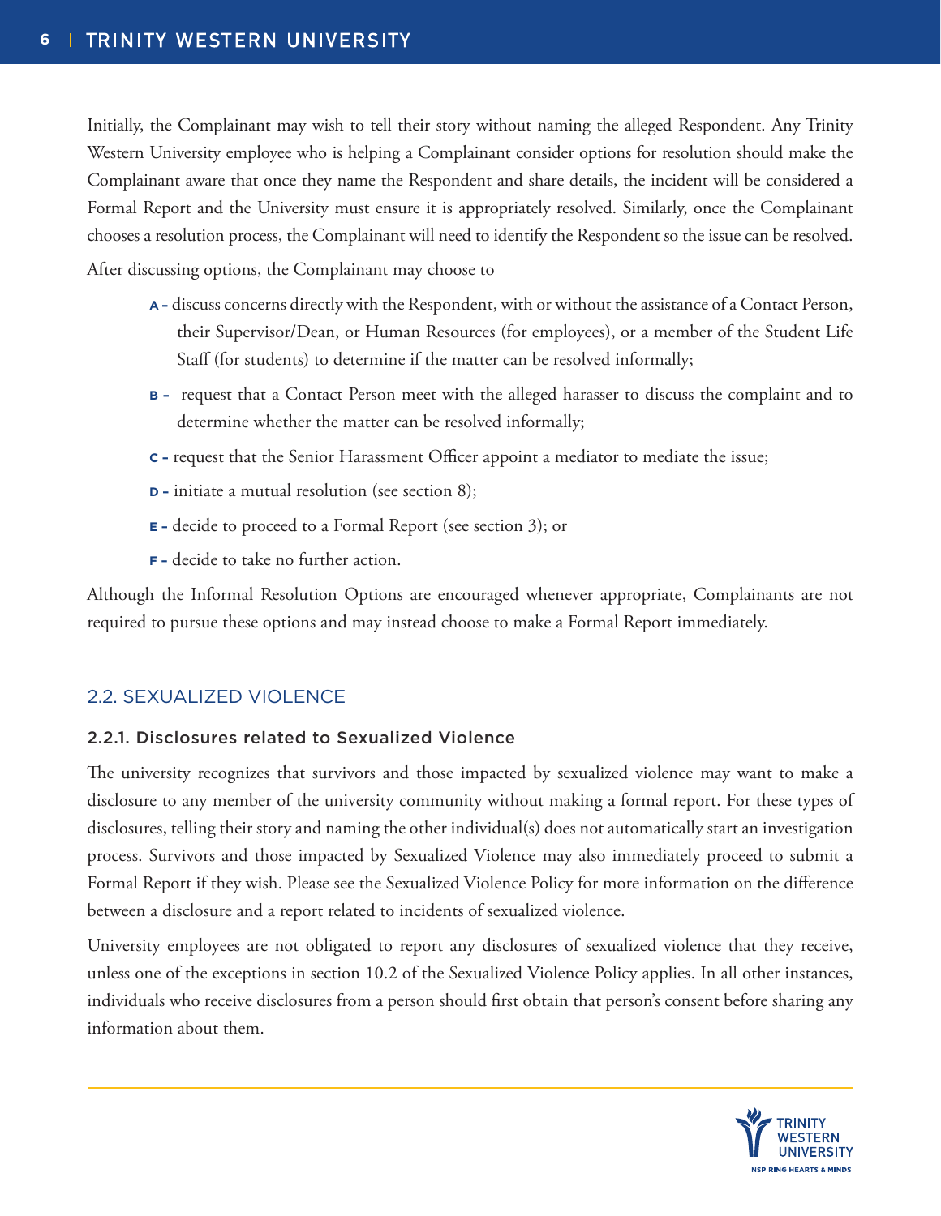Initially, the Complainant may wish to tell their story without naming the alleged Respondent. Any Trinity Western University employee who is helping a Complainant consider options for resolution should make the Complainant aware that once they name the Respondent and share details, the incident will be considered a Formal Report and the University must ensure it is appropriately resolved. Similarly, once the Complainant chooses a resolution process, the Complainant will need to identify the Respondent so the issue can be resolved.

After discussing options, the Complainant may choose to

- **A -** discuss concerns directly with the Respondent, with or without the assistance of a Contact Person, their Supervisor/Dean, or Human Resources (for employees), or a member of the Student Life Staff (for students) to determine if the matter can be resolved informally;
- **B -** request that a Contact Person meet with the alleged harasser to discuss the complaint and to determine whether the matter can be resolved informally;
- **C -** request that the Senior Harassment Officer appoint a mediator to mediate the issue;
- **D -** initiate a mutual resolution (see section 8);
- **E -** decide to proceed to a Formal Report (see section 3); or
- **F -** decide to take no further action.

Although the Informal Resolution Options are encouraged whenever appropriate, Complainants are not required to pursue these options and may instead choose to make a Formal Report immediately.

## 2.2. SEXUALIZED VIOLENCE

### 2.2.1. Disclosures related to Sexualized Violence

The university recognizes that survivors and those impacted by sexualized violence may want to make a disclosure to any member of the university community without making a formal report. For these types of disclosures, telling their story and naming the other individual(s) does not automatically start an investigation process. Survivors and those impacted by Sexualized Violence may also immediately proceed to submit a Formal Report if they wish. Please see the Sexualized Violence Policy for more information on the difference between a disclosure and a report related to incidents of sexualized violence.

University employees are not obligated to report any disclosures of sexualized violence that they receive, unless one of the exceptions in section 10.2 of the Sexualized Violence Policy applies. In all other instances, individuals who receive disclosures from a person should first obtain that person's consent before sharing any information about them.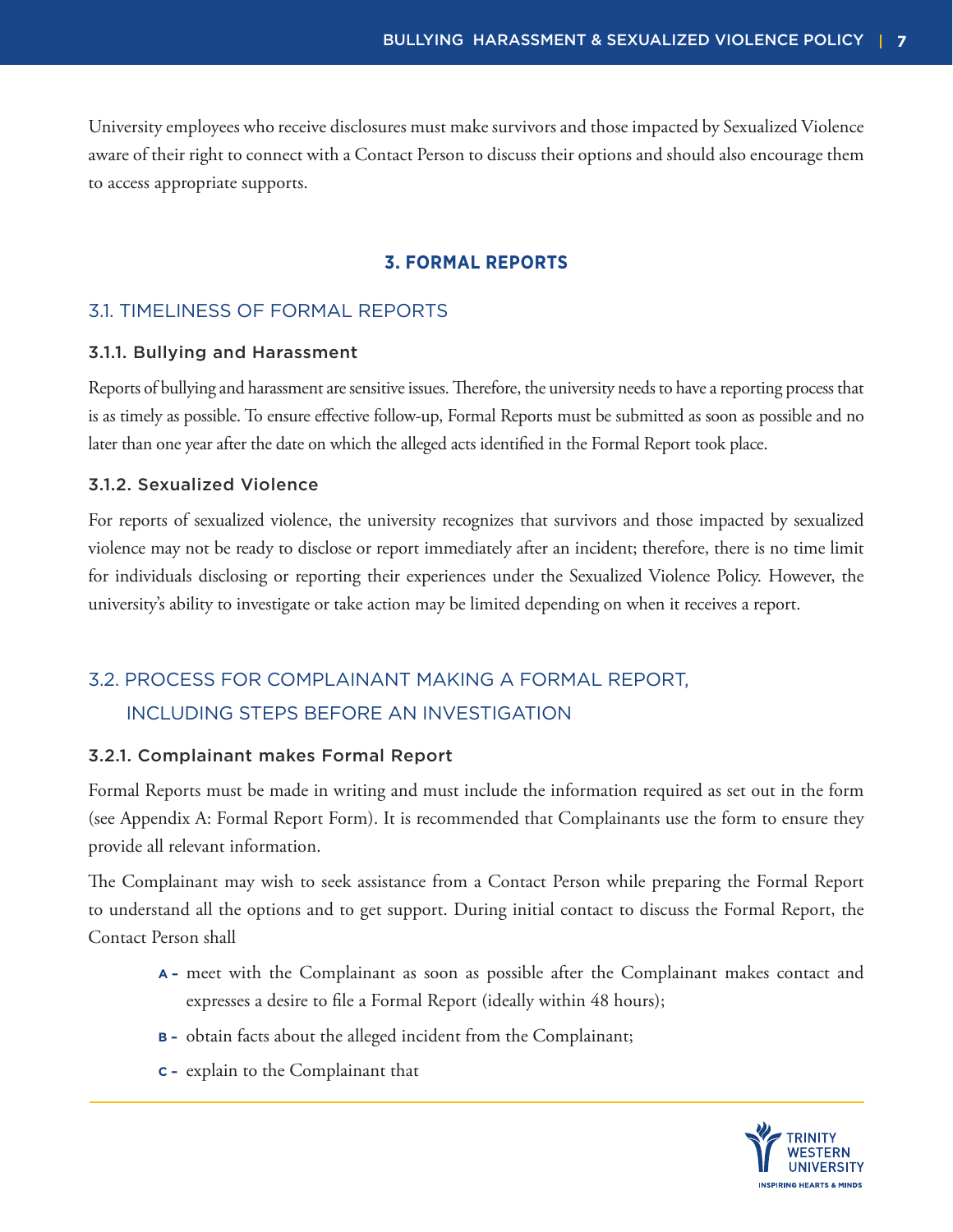University employees who receive disclosures must make survivors and those impacted by Sexualized Violence aware of their right to connect with a Contact Person to discuss their options and should also encourage them to access appropriate supports.

# 3. FORMAL REPORTS

## 3.1. TIMELINESS OF FORMAL REPORTS

### 3.1.1. Bullying and Harassment

Reports of bullying and harassment are sensitive issues. Therefore, the university needs to have a reporting process that is as timely as possible. To ensure effective follow-up, Formal Reports must be submitted as soon as possible and no later than one year after the date on which the alleged acts identified in the Formal Report took place.

### 3.1.2. Sexualized Violence

For reports of sexualized violence, the university recognizes that survivors and those impacted by sexualized violence may not be ready to disclose or report immediately after an incident; therefore, there is no time limit for individuals disclosing or reporting their experiences under the Sexualized Violence Policy. However, the university's ability to investigate or take action may be limited depending on when it receives a report.

## 3.2. PROCESS FOR COMPLAINANT MAKING A FORMAL REPORT, INCLUDING STEPS BEFORE AN INVESTIGATION

### 3.2.1. Complainant makes Formal Report

Formal Reports must be made in writing and must include the information required as set out in the form (see Appendix A: Formal Report Form). It is recommended that Complainants use the form to ensure they provide all relevant information.

The Complainant may wish to seek assistance from a Contact Person while preparing the Formal Report to understand all the options and to get support. During initial contact to discuss the Formal Report, the Contact Person shall

- **A -** meet with the Complainant as soon as possible after the Complainant makes contact and expresses a desire to file a Formal Report (ideally within 48 hours);
- **B -** obtain facts about the alleged incident from the Complainant;
- **C -** explain to the Complainant that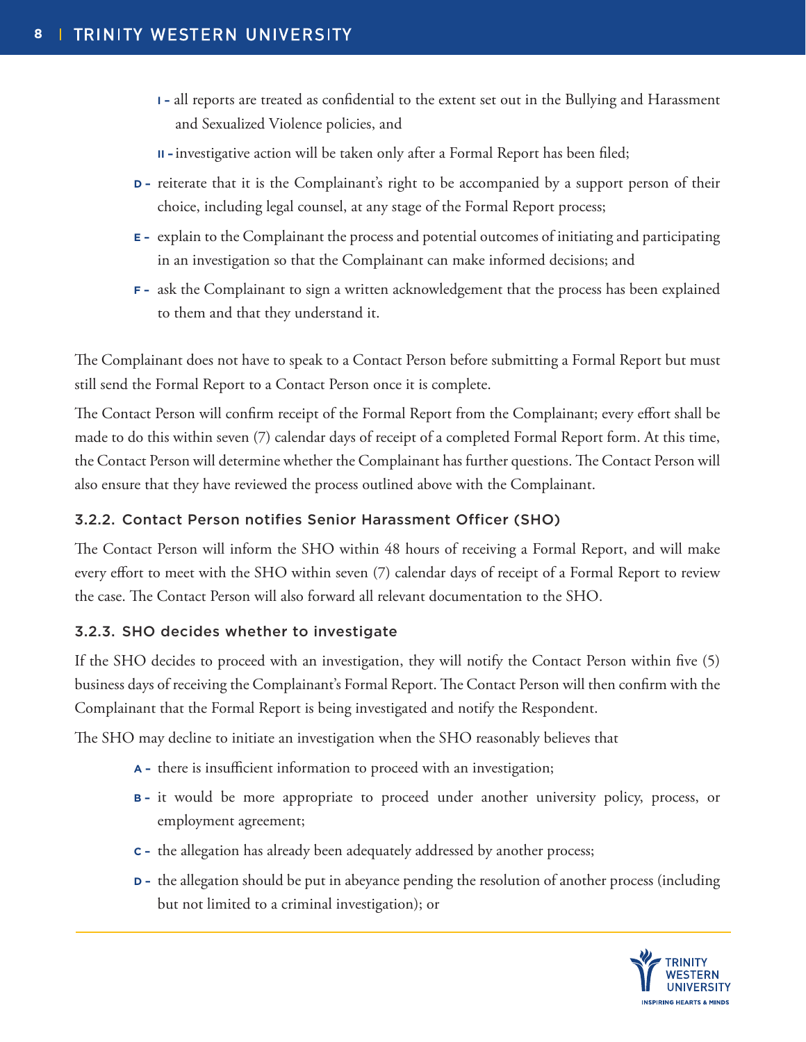- I - all reports are treated as confidential to the extent set out in the Bullying and Harassment and Sexualized Violence policies, and
- II - investigative action will be taken only after a Formal Report has been filed;

D - reiterate that it is the Complainant's right to be accompanied by a support person of their choice, including legal counsel, at any stage of the Formal Report process;

E - explain to the Complainant the process and potential outcomes of initiating and participating in an investigation so that the Complainant can make informed decisions; and

F - ask the Complainant to sign a written acknowledgement that the process has been explained to them and that they understand it.

The Complainant does not have to speak to a Contact Person before submitting a Formal Report but must still send the Formal Report to a Contact Person once it is complete.

The Contact Person will confirm receipt of the Formal Report from the Complainant; every effort shall be made to do this within seven (7) calendar days of receipt of a completed Formal Report form. At this time, the Contact Person will determine whether the Complainant has further questions. The Contact Person will also ensure that they have reviewed the process outlined above with the Complainant.

### 3.2.2. Contact Person notifies Senior Harassment Officer (SHO)

The Contact Person will inform the SHO within 48 hours of receiving a Formal Report, and will make every effort to meet with the SHO within seven (7) calendar days of receipt of a Formal Report to review the case. The Contact Person will also forward all relevant documentation to the SHO.

### 3.2.3. SHO decides whether to investigate

If the SHO decides to proceed with an investigation, they will notify the Contact Person within five (5) business days of receiving the Complainant's Formal Report. The Contact Person will then confirm with the Complainant that the Formal Report is being investigated and notify the Respondent.

The SHO may decline to initiate an investigation when the SHO reasonably believes that

A - there is insufficient information to proceed with an investigation;

B - it would be more appropriate to proceed under another university policy, process, or employment agreement;

C - the allegation has already been adequately addressed by another process;

D - the allegation should be put in abeyance pending the resolution of another process (including but not limited to a criminal investigation); or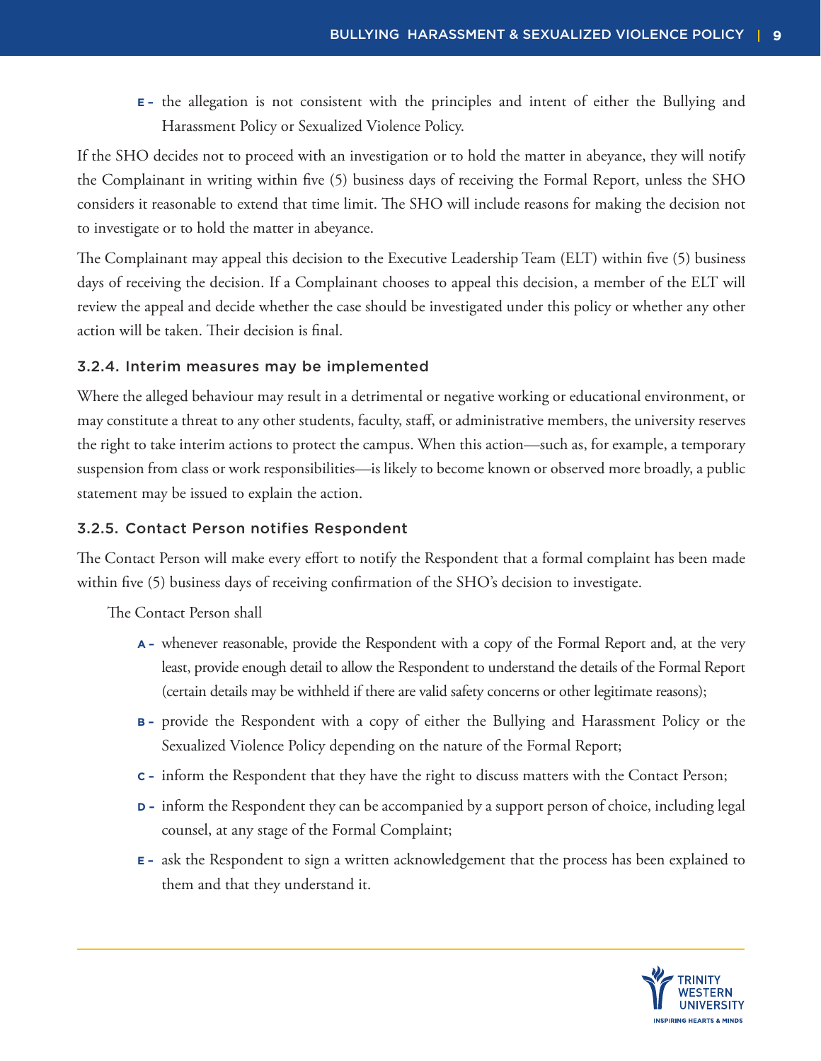E - the allegation is not consistent with the principles and intent of either the Bullying and Harassment Policy or Sexualized Violence Policy.

If the SHO decides not to proceed with an investigation or to hold the matter in abeyance, they will notify the Complainant in writing within five (5) business days of receiving the Formal Report, unless the SHO considers it reasonable to extend that time limit. The SHO will include reasons for making the decision not to investigate or to hold the matter in abeyance.

The Complainant may appeal this decision to the Executive Leadership Team (ELT) within five (5) business days of receiving the decision. If a Complainant chooses to appeal this decision, a member of the ELT will review the appeal and decide whether the case should be investigated under this policy or whether any other action will be taken. Their decision is final.

### 3.2.4. Interim measures may be implemented

Where the alleged behaviour may result in a detrimental or negative working or educational environment, or may constitute a threat to any other students, faculty, staff, or administrative members, the university reserves the right to take interim actions to protect the campus. When this action—such as, for example, a temporary suspension from class or work responsibilities—is likely to become known or observed more broadly, a public statement may be issued to explain the action.

### 3.2.5. Contact Person notifies Respondent

The Contact Person will make every effort to notify the Respondent that a formal complaint has been made within five (5) business days of receiving confirmation of the SHO's decision to investigate.

The Contact Person shall

A - whenever reasonable, provide the Respondent with a copy of the Formal Report and, at the very least, provide enough detail to allow the Respondent to understand the details of the Formal Report (certain details may be withheld if there are valid safety concerns or other legitimate reasons);

B - provide the Respondent with a copy of either the Bullying and Harassment Policy or the Sexualized Violence Policy depending on the nature of the Formal Report;

C - inform the Respondent that they have the right to discuss matters with the Contact Person;

D - inform the Respondent they can be accompanied by a support person of choice, including legal counsel, at any stage of the Formal Complaint;

E - ask the Respondent to sign a written acknowledgement that the process has been explained to them and that they understand it.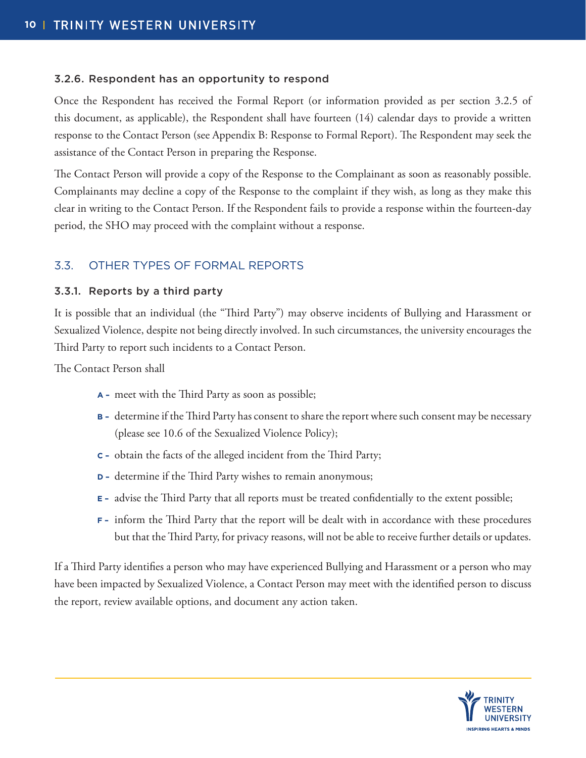#### 3.2.6. Respondent has an opportunity to respond

Once the Respondent has received the Formal Report (or information provided as per section 3.2.5 of this document, as applicable), the Respondent shall have fourteen (14) calendar days to provide a written response to the Contact Person (see Appendix B: Response to Formal Report). The Respondent may seek the assistance of the Contact Person in preparing the Response.

The Contact Person will provide a copy of the Response to the Complainant as soon as reasonably possible. Complainants may decline a copy of the Response to the complaint if they wish, as long as they make this clear in writing to the Contact Person. If the Respondent fails to provide a response within the fourteen-day period, the SHO may proceed with the complaint without a response.

### 3.3. OTHER TYPES OF FORMAL REPORTS

#### 3.3.1. Reports by a third party

It is possible that an individual (the "Third Party") may observe incidents of Bullying and Harassment or Sexualized Violence, despite not being directly involved. In such circumstances, the university encourages the Third Party to report such incidents to a Contact Person.

The Contact Person shall

- **A -** meet with the Third Party as soon as possible;
- **B -** determine if the Third Party has consent to share the report where such consent may be necessary (please see 10.6 of the Sexualized Violence Policy);
- **C -** obtain the facts of the alleged incident from the Third Party;
- **D -** determine if the Third Party wishes to remain anonymous;
- **E -** advise the Third Party that all reports must be treated confidentially to the extent possible;
- **F -** inform the Third Party that the report will be dealt with in accordance with these procedures but that the Third Party, for privacy reasons, will not be able to receive further details or updates.

If a Third Party identifies a person who may have experienced Bullying and Harassment or a person who may have been impacted by Sexualized Violence, a Contact Person may meet with the identified person to discuss the report, review available options, and document any action taken.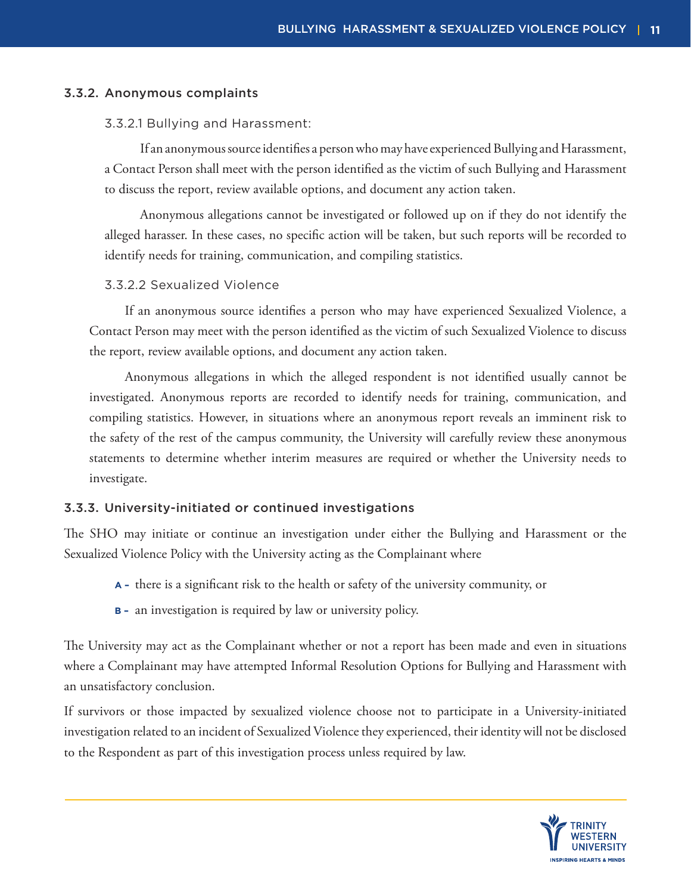### 3.3.2. Anonymous complaints

#### 3.3.2.1 Bullying and Harassment:

If an anonymous source identifies a person who may have experienced Bullying and Harassment, a Contact Person shall meet with the person identified as the victim of such Bullying and Harassment to discuss the report, review available options, and document any action taken.

Anonymous allegations cannot be investigated or followed up on if they do not identify the alleged harasser. In these cases, no specific action will be taken, but such reports will be recorded to identify needs for training, communication, and compiling statistics.

#### 3.3.2.2 Sexualized Violence

If an anonymous source identifies a person who may have experienced Sexualized Violence, a Contact Person may meet with the person identified as the victim of such Sexualized Violence to discuss the report, review available options, and document any action taken.

Anonymous allegations in which the alleged respondent is not identified usually cannot be investigated. Anonymous reports are recorded to identify needs for training, communication, and compiling statistics. However, in situations where an anonymous report reveals an imminent risk to the safety of the rest of the campus community, the University will carefully review these anonymous statements to determine whether interim measures are required or whether the University needs to investigate.

### 3.3.3. University-initiated or continued investigations

The SHO may initiate or continue an investigation under either the Bullying and Harassment or the Sexualized Violence Policy with the University acting as the Complainant where

- **A -** there is a significant risk to the health or safety of the university community, or
- **B -** an investigation is required by law or university policy.

The University may act as the Complainant whether or not a report has been made and even in situations where a Complainant may have attempted Informal Resolution Options for Bullying and Harassment with an unsatisfactory conclusion.

If survivors or those impacted by sexualized violence choose not to participate in a University-initiated investigation related to an incident of Sexualized Violence they experienced, their identity will not be disclosed to the Respondent as part of this investigation process unless required by law.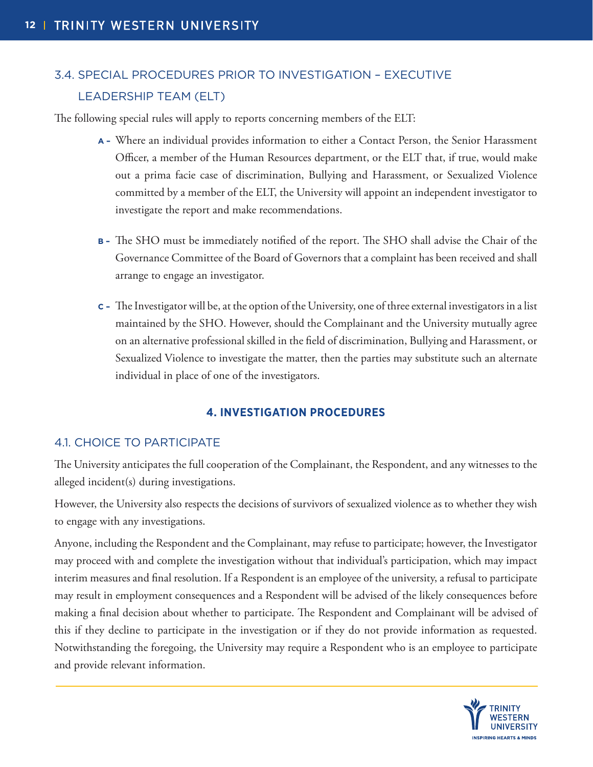### 3.4. SPECIAL PROCEDURES PRIOR TO INVESTIGATION – EXECUTIVE LEADERSHIP TEAM (ELT)

The following special rules will apply to reports concerning members of the ELT:

**A -** Where an individual provides information to either a Contact Person, the Senior Harassment Officer, a member of the Human Resources department, or the ELT that, if true, would make out a prima facie case of discrimination, Bullying and Harassment, or Sexualized Violence committed by a member of the ELT, the University will appoint an independent investigator to investigate the report and make recommendations.

**B -** The SHO must be immediately notified of the report. The SHO shall advise the Chair of the Governance Committee of the Board of Governors that a complaint has been received and shall arrange to engage an investigator.

**C -** The Investigator will be, at the option of the University, one of three external investigators in a list maintained by the SHO. However, should the Complainant and the University mutually agree on an alternative professional skilled in the field of discrimination, Bullying and Harassment, or Sexualized Violence to investigate the matter, then the parties may substitute such an alternate individual in place of one of the investigators.

## 4. INVESTIGATION PROCEDURES

### 4.1. CHOICE TO PARTICIPATE

The University anticipates the full cooperation of the Complainant, the Respondent, and any witnesses to the alleged incident(s) during investigations.

However, the University also respects the decisions of survivors of sexualized violence as to whether they wish to engage with any investigations.

Anyone, including the Respondent and the Complainant, may refuse to participate; however, the Investigator may proceed with and complete the investigation without that individual's participation, which may impact interim measures and final resolution. If a Respondent is an employee of the university, a refusal to participate may result in employment consequences and a Respondent will be advised of the likely consequences before making a final decision about whether to participate. The Respondent and Complainant will be advised of this if they decline to participate in the investigation or if they do not provide information as requested. Notwithstanding the foregoing, the University may require a Respondent who is an employee to participate and provide relevant information.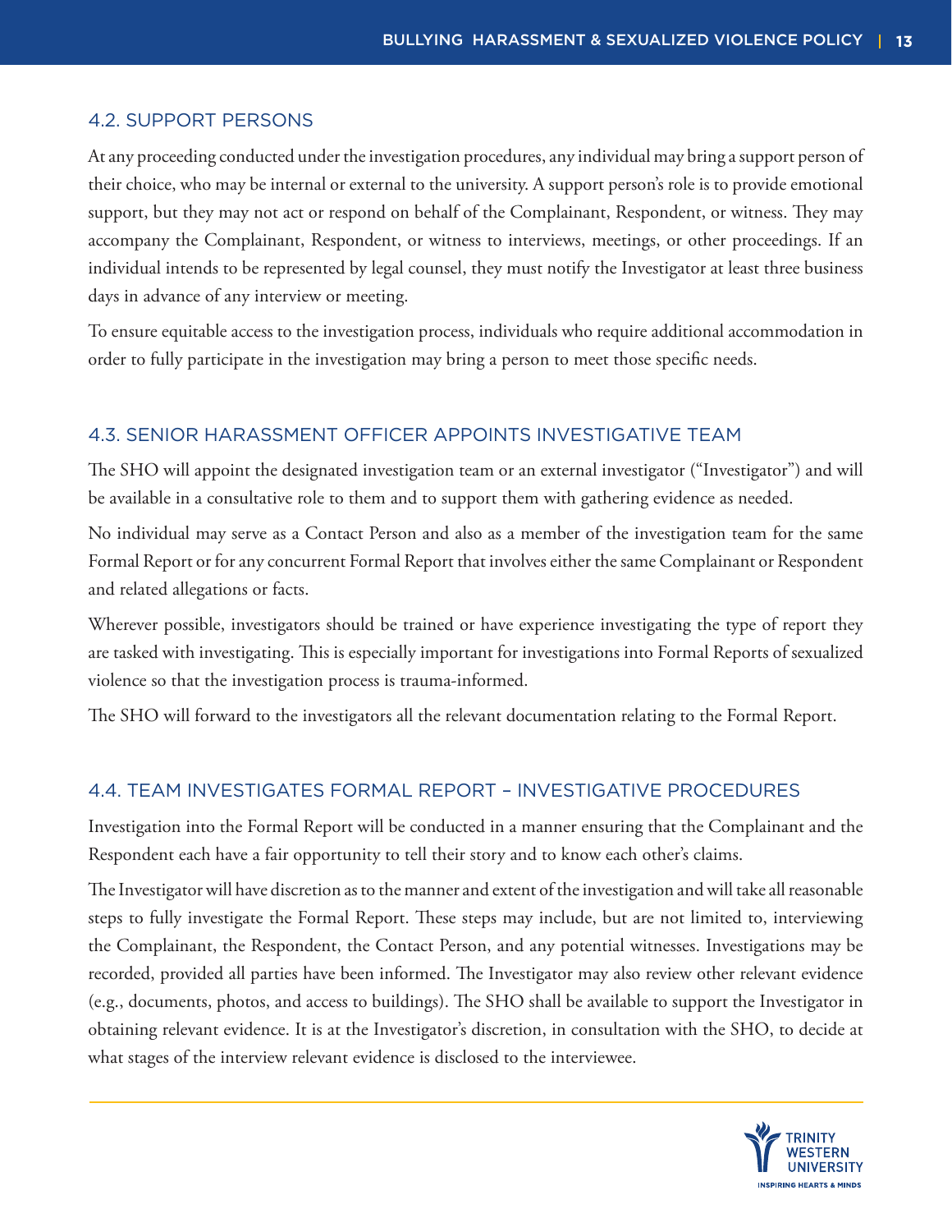## 4.2. SUPPORT PERSONS

At any proceeding conducted under the investigation procedures, any individual may bring a support person of their choice, who may be internal or external to the university. A support person's role is to provide emotional support, but they may not act or respond on behalf of the Complainant, Respondent, or witness. They may accompany the Complainant, Respondent, or witness to interviews, meetings, or other proceedings. If an individual intends to be represented by legal counsel, they must notify the Investigator at least three business days in advance of any interview or meeting.

To ensure equitable access to the investigation process, individuals who require additional accommodation in order to fully participate in the investigation may bring a person to meet those specific needs.

## 4.3. SENIOR HARASSMENT OFFICER APPOINTS INVESTIGATIVE TEAM

The SHO will appoint the designated investigation team or an external investigator ("Investigator") and will be available in a consultative role to them and to support them with gathering evidence as needed.

No individual may serve as a Contact Person and also as a member of the investigation team for the same Formal Report or for any concurrent Formal Report that involves either the same Complainant or Respondent and related allegations or facts.

Wherever possible, investigators should be trained or have experience investigating the type of report they are tasked with investigating. This is especially important for investigations into Formal Reports of sexualized violence so that the investigation process is trauma-informed.

The SHO will forward to the investigators all the relevant documentation relating to the Formal Report.

## 4.4. TEAM INVESTIGATES FORMAL REPORT – INVESTIGATIVE PROCEDURES

Investigation into the Formal Report will be conducted in a manner ensuring that the Complainant and the Respondent each have a fair opportunity to tell their story and to know each other's claims.

The Investigator will have discretion as to the manner and extent of the investigation and will take all reasonable steps to fully investigate the Formal Report. These steps may include, but are not limited to, interviewing the Complainant, the Respondent, the Contact Person, and any potential witnesses. Investigations may be recorded, provided all parties have been informed. The Investigator may also review other relevant evidence (e.g., documents, photos, and access to buildings). The SHO shall be available to support the Investigator in obtaining relevant evidence. It is at the Investigator's discretion, in consultation with the SHO, to decide at what stages of the interview relevant evidence is disclosed to the interviewee.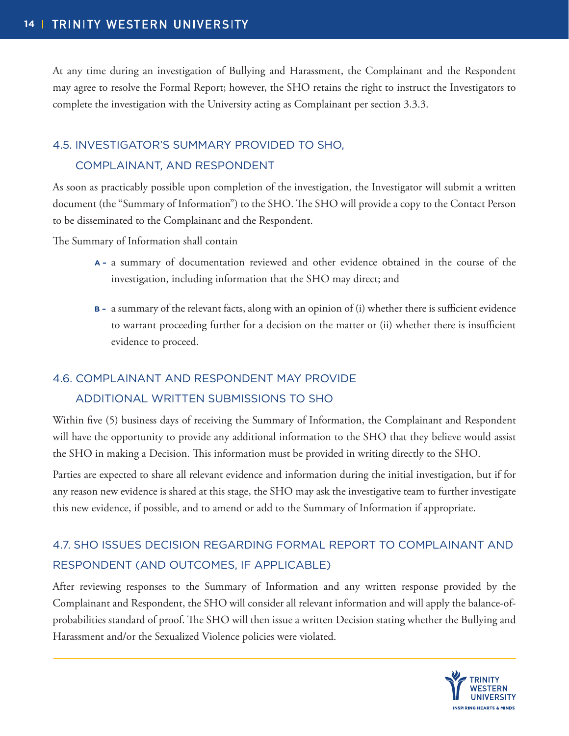At any time during an investigation of Bullying and Harassment, the Complainant and the Respondent may agree to resolve the Formal Report; however, the SHO retains the right to instruct the Investigators to complete the investigation with the University acting as Complainant per section 3.3.3.

## 4.5. INVESTIGATOR'S SUMMARY PROVIDED TO SHO, COMPLAINANT, AND RESPONDENT

As soon as practicably possible upon completion of the investigation, the Investigator will submit a written document (the "Summary of Information") to the SHO. The SHO will provide a copy to the Contact Person to be disseminated to the Complainant and the Respondent.

The Summary of Information shall contain

- **A -** a summary of documentation reviewed and other evidence obtained in the course of the investigation, including information that the SHO may direct; and
- **B -** a summary of the relevant facts, along with an opinion of (i) whether there is sufficient evidence to warrant proceeding further for a decision on the matter or (ii) whether there is insufficient evidence to proceed.

## 4.6. COMPLAINANT AND RESPONDENT MAY PROVIDE ADDITIONAL WRITTEN SUBMISSIONS TO SHO

Within five (5) business days of receiving the Summary of Information, the Complainant and Respondent will have the opportunity to provide any additional information to the SHO that they believe would assist the SHO in making a Decision. This information must be provided in writing directly to the SHO.

Parties are expected to share all relevant evidence and information during the initial investigation, but if for any reason new evidence is shared at this stage, the SHO may ask the investigative team to further investigate this new evidence, if possible, and to amend or add to the Summary of Information if appropriate.

## 4.7. SHO ISSUES DECISION REGARDING FORMAL REPORT TO COMPLAINANT AND RESPONDENT (AND OUTCOMES, IF APPLICABLE)

After reviewing responses to the Summary of Information and any written response provided by the Complainant and Respondent, the SHO will consider all relevant information and will apply the balance-of-probabilities standard of proof. The SHO will then issue a written Decision stating whether the Bullying and Harassment and/or the Sexualized Violence policies were violated.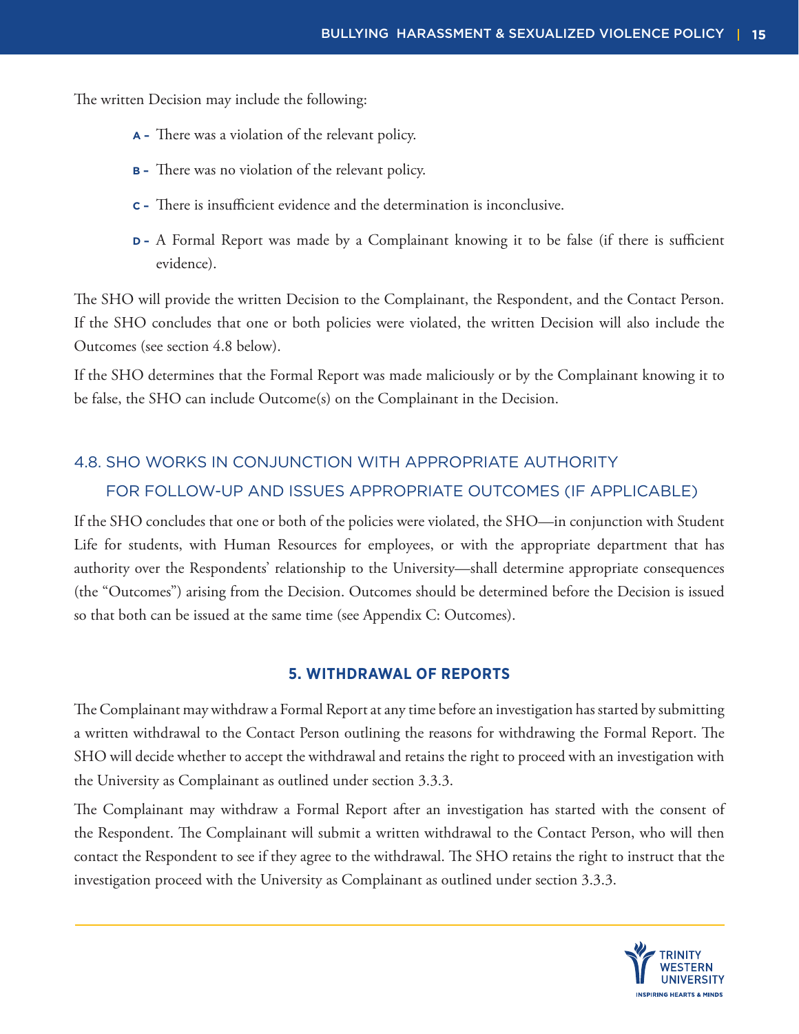The written Decision may include the following:

- **A -** There was a violation of the relevant policy.
- **B -** There was no violation of the relevant policy.
- **C -** There is insufficient evidence and the determination is inconclusive.
- **D -** A Formal Report was made by a Complainant knowing it to be false (if there is sufficient evidence).

The SHO will provide the written Decision to the Complainant, the Respondent, and the Contact Person. If the SHO concludes that one or both policies were violated, the written Decision will also include the Outcomes (see section 4.8 below).

If the SHO determines that the Formal Report was made maliciously or by the Complainant knowing it to be false, the SHO can include Outcome(s) on the Complainant in the Decision.

### 4.8. SHO WORKS IN CONJUNCTION WITH APPROPRIATE AUTHORITY FOR FOLLOW-UP AND ISSUES APPROPRIATE OUTCOMES (IF APPLICABLE)

If the SHO concludes that one or both of the policies were violated, the SHO—in conjunction with Student Life for students, with Human Resources for employees, or with the appropriate department that has authority over the Respondents' relationship to the University—shall determine appropriate consequences (the "Outcomes") arising from the Decision. Outcomes should be determined before the Decision is issued so that both can be issued at the same time (see Appendix C: Outcomes).

## 5. WITHDRAWAL OF REPORTS

The Complainant may withdraw a Formal Report at any time before an investigation has started by submitting a written withdrawal to the Contact Person outlining the reasons for withdrawing the Formal Report. The SHO will decide whether to accept the withdrawal and retains the right to proceed with an investigation with the University as Complainant as outlined under section 3.3.3.

The Complainant may withdraw a Formal Report after an investigation has started with the consent of the Respondent. The Complainant will submit a written withdrawal to the Contact Person, who will then contact the Respondent to see if they agree to the withdrawal. The SHO retains the right to instruct that the investigation proceed with the University as Complainant as outlined under section 3.3.3.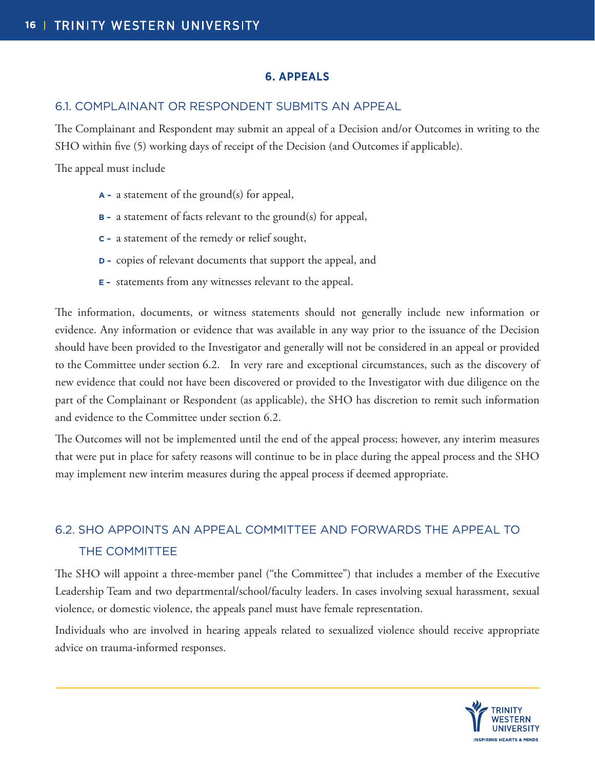## 6. APPEALS

### 6.1. COMPLAINANT OR RESPONDENT SUBMITS AN APPEAL

The Complainant and Respondent may submit an appeal of a Decision and/or Outcomes in writing to the SHO within five (5) working days of receipt of the Decision (and Outcomes if applicable).

The appeal must include

- **A –** a statement of the ground(s) for appeal,
- **B –** a statement of facts relevant to the ground(s) for appeal,
- **C –** a statement of the remedy or relief sought,
- **D –** copies of relevant documents that support the appeal, and
- **E –** statements from any witnesses relevant to the appeal.

The information, documents, or witness statements should not generally include new information or evidence. Any information or evidence that was available in any way prior to the issuance of the Decision should have been provided to the Investigator and generally will not be considered in an appeal or provided to the Committee under section 6.2. In very rare and exceptional circumstances, such as the discovery of new evidence that could not have been discovered or provided to the Investigator with due diligence on the part of the Complainant or Respondent (as applicable), the SHO has discretion to remit such information and evidence to the Committee under section 6.2.

The Outcomes will not be implemented until the end of the appeal process; however, any interim measures that were put in place for safety reasons will continue to be in place during the appeal process and the SHO may implement new interim measures during the appeal process if deemed appropriate.

### 6.2. SHO APPOINTS AN APPEAL COMMITTEE AND FORWARDS THE APPEAL TO THE COMMITTEE

The SHO will appoint a three-member panel ("the Committee") that includes a member of the Executive Leadership Team and two departmental/school/faculty leaders. In cases involving sexual harassment, sexual violence, or domestic violence, the appeals panel must have female representation.

Individuals who are involved in hearing appeals related to sexualized violence should receive appropriate advice on trauma-informed responses.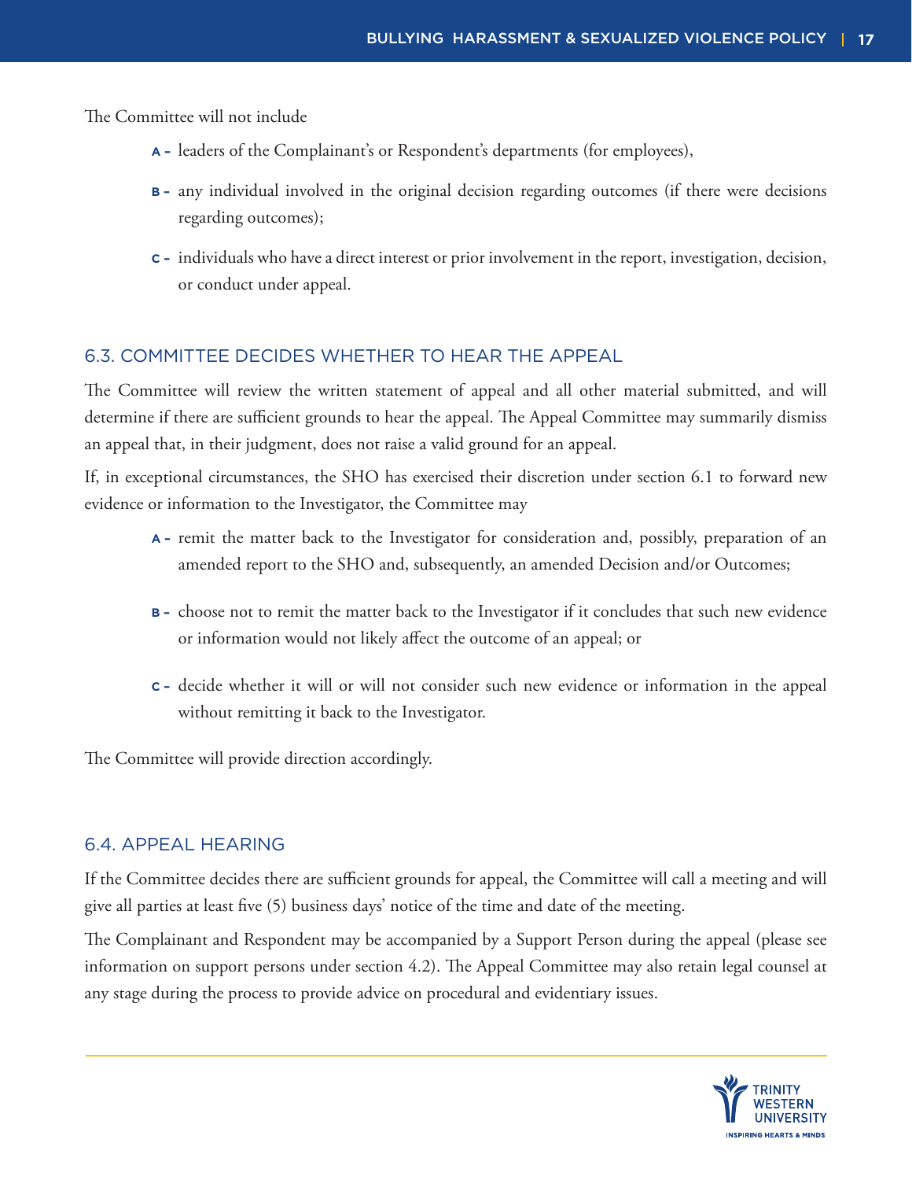The Committee will not include

A - leaders of the Complainant's or Respondent's departments (for employees),

B - any individual involved in the original decision regarding outcomes (if there were decisions regarding outcomes);

C - individuals who have a direct interest or prior involvement in the report, investigation, decision, or conduct under appeal.

## 6.3. COMMITTEE DECIDES WHETHER TO HEAR THE APPEAL

The Committee will review the written statement of appeal and all other material submitted, and will determine if there are sufficient grounds to hear the appeal. The Appeal Committee may summarily dismiss an appeal that, in their judgment, does not raise a valid ground for an appeal.

If, in exceptional circumstances, the SHO has exercised their discretion under section 6.1 to forward new evidence or information to the Investigator, the Committee may

A - remit the matter back to the Investigator for consideration and, possibly, preparation of an amended report to the SHO and, subsequently, an amended Decision and/or Outcomes;

B - choose not to remit the matter back to the Investigator if it concludes that such new evidence or information would not likely affect the outcome of an appeal; or

C - decide whether it will or will not consider such new evidence or information in the appeal without remitting it back to the Investigator.

The Committee will provide direction accordingly.

## 6.4. APPEAL HEARING

If the Committee decides there are sufficient grounds for appeal, the Committee will call a meeting and will give all parties at least five (5) business days' notice of the time and date of the meeting.

The Complainant and Respondent may be accompanied by a Support Person during the appeal (please see information on support persons under section 4.2). The Appeal Committee may also retain legal counsel at any stage during the process to provide advice on procedural and evidentiary issues.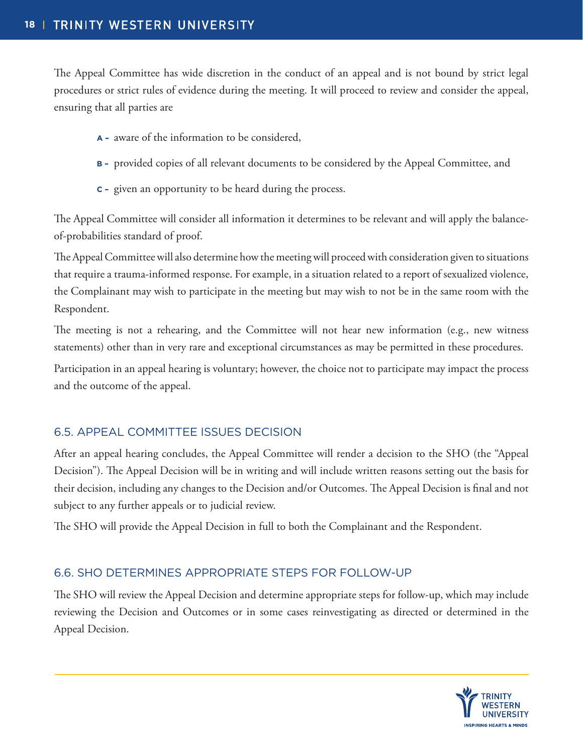The Appeal Committee has wide discretion in the conduct of an appeal and is not bound by strict legal procedures or strict rules of evidence during the meeting. It will proceed to review and consider the appeal, ensuring that all parties are

- **A -** aware of the information to be considered,
- **B -** provided copies of all relevant documents to be considered by the Appeal Committee, and
- **C -** given an opportunity to be heard during the process.

The Appeal Committee will consider all information it determines to be relevant and will apply the balance-of-probabilities standard of proof.

The Appeal Committee will also determine how the meeting will proceed with consideration given to situations that require a trauma-informed response. For example, in a situation related to a report of sexualized violence, the Complainant may wish to participate in the meeting but may wish to not be in the same room with the Respondent.

The meeting is not a rehearing, and the Committee will not hear new information (e.g., new witness statements) other than in very rare and exceptional circumstances as may be permitted in these procedures.

Participation in an appeal hearing is voluntary; however, the choice not to participate may impact the process and the outcome of the appeal.

### 6.5. APPEAL COMMITTEE ISSUES DECISION

After an appeal hearing concludes, the Appeal Committee will render a decision to the SHO (the "Appeal Decision"). The Appeal Decision will be in writing and will include written reasons setting out the basis for their decision, including any changes to the Decision and/or Outcomes. The Appeal Decision is final and not subject to any further appeals or to judicial review.

The SHO will provide the Appeal Decision in full to both the Complainant and the Respondent.

### 6.6. SHO DETERMINES APPROPRIATE STEPS FOR FOLLOW-UP

The SHO will review the Appeal Decision and determine appropriate steps for follow-up, which may include reviewing the Decision and Outcomes or in some cases reinvestigating as directed or determined in the Appeal Decision.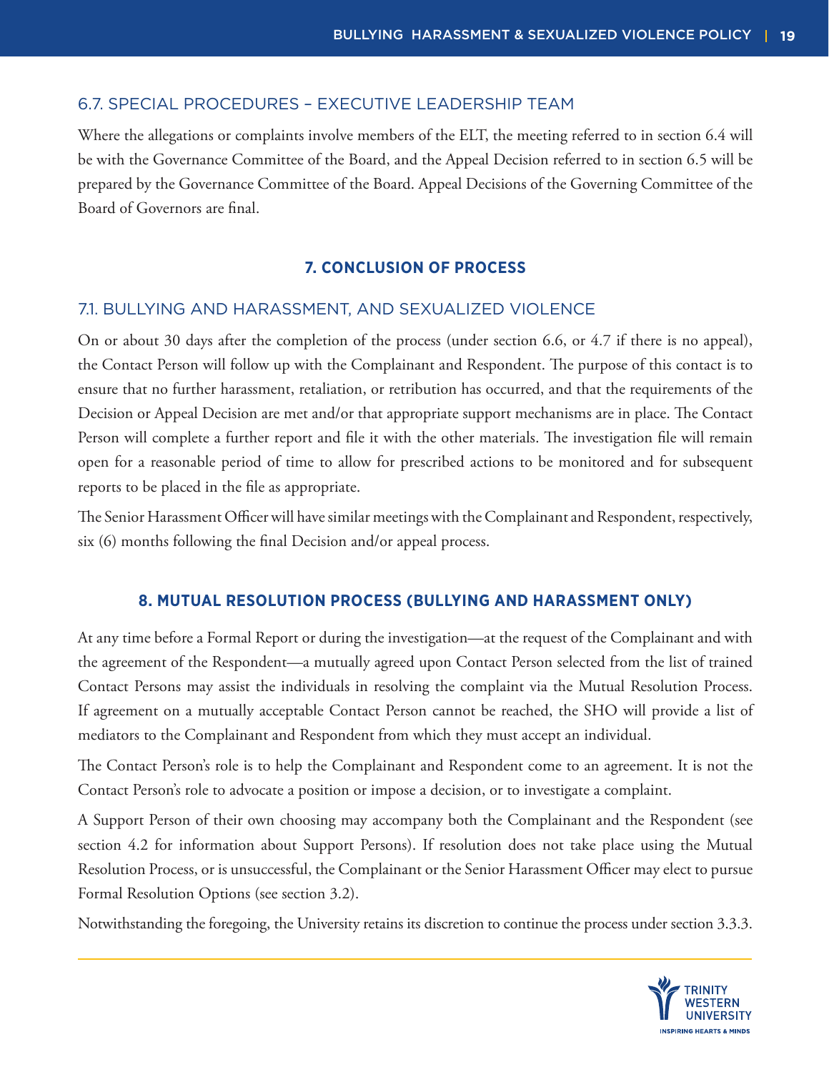### 6.7. SPECIAL PROCEDURES – EXECUTIVE LEADERSHIP TEAM

Where the allegations or complaints involve members of the ELT, the meeting referred to in section 6.4 will be with the Governance Committee of the Board, and the Appeal Decision referred to in section 6.5 will be prepared by the Governance Committee of the Board. Appeal Decisions of the Governing Committee of the Board of Governors are final.

## 7. CONCLUSION OF PROCESS

### 7.1. BULLYING AND HARASSMENT, AND SEXUALIZED VIOLENCE

On or about 30 days after the completion of the process (under section 6.6, or 4.7 if there is no appeal), the Contact Person will follow up with the Complainant and Respondent. The purpose of this contact is to ensure that no further harassment, retaliation, or retribution has occurred, and that the requirements of the Decision or Appeal Decision are met and/or that appropriate support mechanisms are in place. The Contact Person will complete a further report and file it with the other materials. The investigation file will remain open for a reasonable period of time to allow for prescribed actions to be monitored and for subsequent reports to be placed in the file as appropriate.

The Senior Harassment Officer will have similar meetings with the Complainant and Respondent, respectively, six (6) months following the final Decision and/or appeal process.

## 8. MUTUAL RESOLUTION PROCESS (BULLYING AND HARASSMENT ONLY)

At any time before a Formal Report or during the investigation—at the request of the Complainant and with the agreement of the Respondent—a mutually agreed upon Contact Person selected from the list of trained Contact Persons may assist the individuals in resolving the complaint via the Mutual Resolution Process. If agreement on a mutually acceptable Contact Person cannot be reached, the SHO will provide a list of mediators to the Complainant and Respondent from which they must accept an individual.

The Contact Person's role is to help the Complainant and Respondent come to an agreement. It is not the Contact Person's role to advocate a position or impose a decision, or to investigate a complaint.

A Support Person of their own choosing may accompany both the Complainant and the Respondent (see section 4.2 for information about Support Persons). If resolution does not take place using the Mutual Resolution Process, or is unsuccessful, the Complainant or the Senior Harassment Officer may elect to pursue Formal Resolution Options (see section 3.2).

Notwithstanding the foregoing, the University retains its discretion to continue the process under section 3.3.3.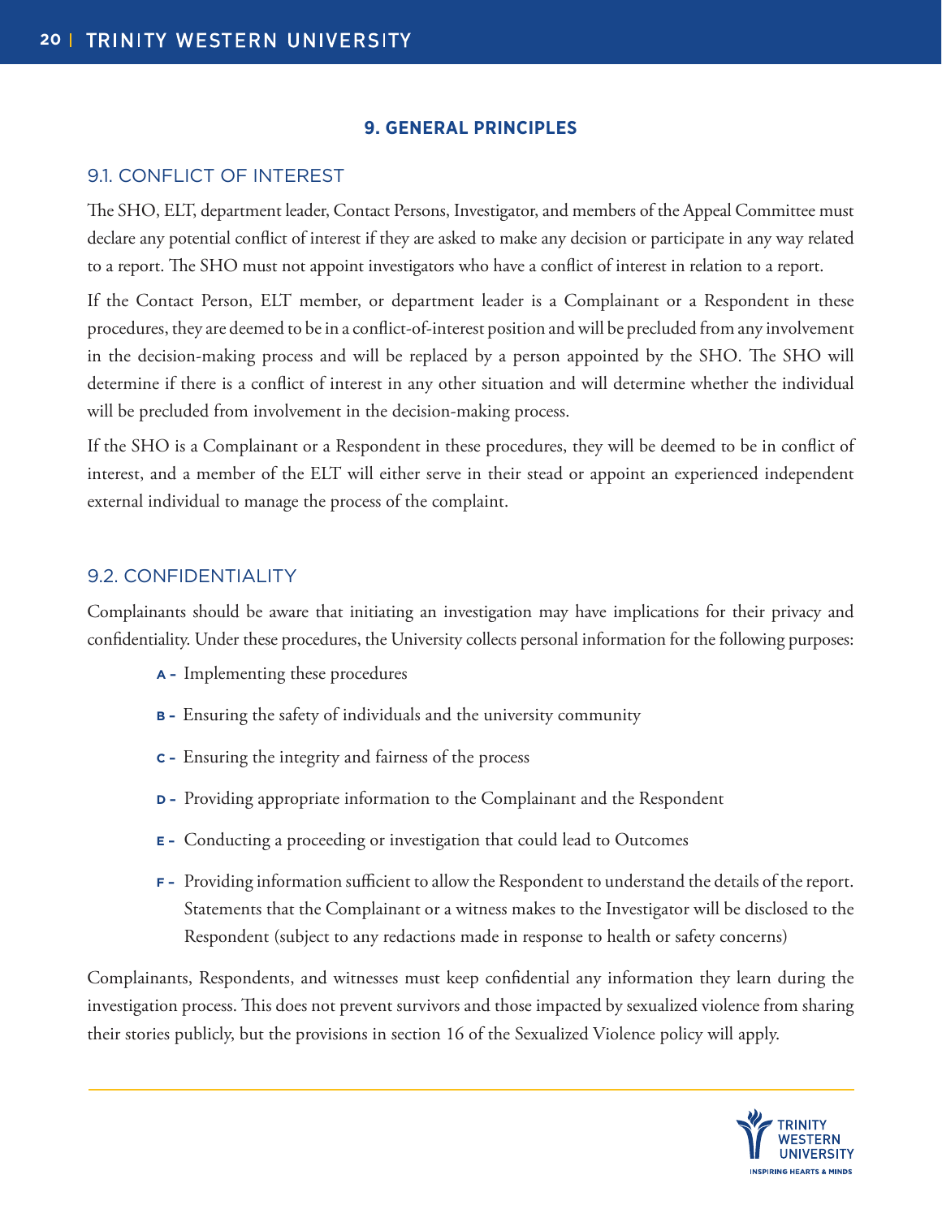## 9. GENERAL PRINCIPLES

### 9.1. CONFLICT OF INTEREST

The SHO, ELT, department leader, Contact Persons, Investigator, and members of the Appeal Committee must declare any potential conflict of interest if they are asked to make any decision or participate in any way related to a report. The SHO must not appoint investigators who have a conflict of interest in relation to a report.

If the Contact Person, ELT member, or department leader is a Complainant or a Respondent in these procedures, they are deemed to be in a conflict-of-interest position and will be precluded from any involvement in the decision-making process and will be replaced by a person appointed by the SHO. The SHO will determine if there is a conflict of interest in any other situation and will determine whether the individual will be precluded from involvement in the decision-making process.

If the SHO is a Complainant or a Respondent in these procedures, they will be deemed to be in conflict of interest, and a member of the ELT will either serve in their stead or appoint an experienced independent external individual to manage the process of the complaint.

### 9.2. CONFIDENTIALITY

Complainants should be aware that initiating an investigation may have implications for their privacy and confidentiality. Under these procedures, the University collects personal information for the following purposes:

- **A -** Implementing these procedures
- **B -** Ensuring the safety of individuals and the university community
- **C -** Ensuring the integrity and fairness of the process
- **D -** Providing appropriate information to the Complainant and the Respondent
- **E -** Conducting a proceeding or investigation that could lead to Outcomes
- **F -** Providing information sufficient to allow the Respondent to understand the details of the report. Statements that the Complainant or a witness makes to the Investigator will be disclosed to the Respondent (subject to any redactions made in response to health or safety concerns)

Complainants, Respondents, and witnesses must keep confidential any information they learn during the investigation process. This does not prevent survivors and those impacted by sexualized violence from sharing their stories publicly, but the provisions in section 16 of the Sexualized Violence policy will apply.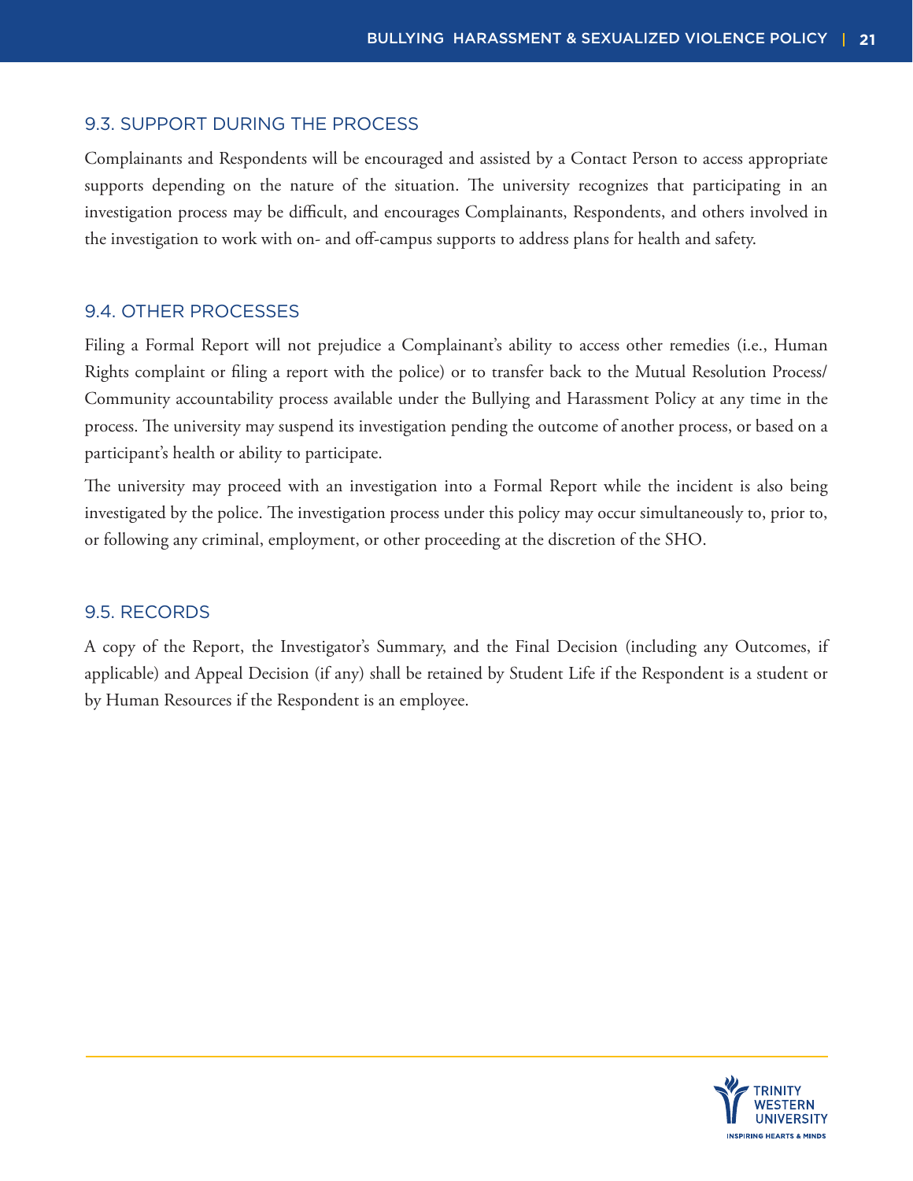## 9.3. SUPPORT DURING THE PROCESS

Complainants and Respondents will be encouraged and assisted by a Contact Person to access appropriate supports depending on the nature of the situation. The university recognizes that participating in an investigation process may be difficult, and encourages Complainants, Respondents, and others involved in the investigation to work with on- and off-campus supports to address plans for health and safety.

## 9.4. OTHER PROCESSES

Filing a Formal Report will not prejudice a Complainant's ability to access other remedies (i.e., Human Rights complaint or filing a report with the police) or to transfer back to the Mutual Resolution Process/ Community accountability process available under the Bullying and Harassment Policy at any time in the process. The university may suspend its investigation pending the outcome of another process, or based on a participant's health or ability to participate.

The university may proceed with an investigation into a Formal Report while the incident is also being investigated by the police. The investigation process under this policy may occur simultaneously to, prior to, or following any criminal, employment, or other proceeding at the discretion of the SHO.

## 9.5. RECORDS

A copy of the Report, the Investigator's Summary, and the Final Decision (including any Outcomes, if applicable) and Appeal Decision (if any) shall be retained by Student Life if the Respondent is a student or by Human Resources if the Respondent is an employee.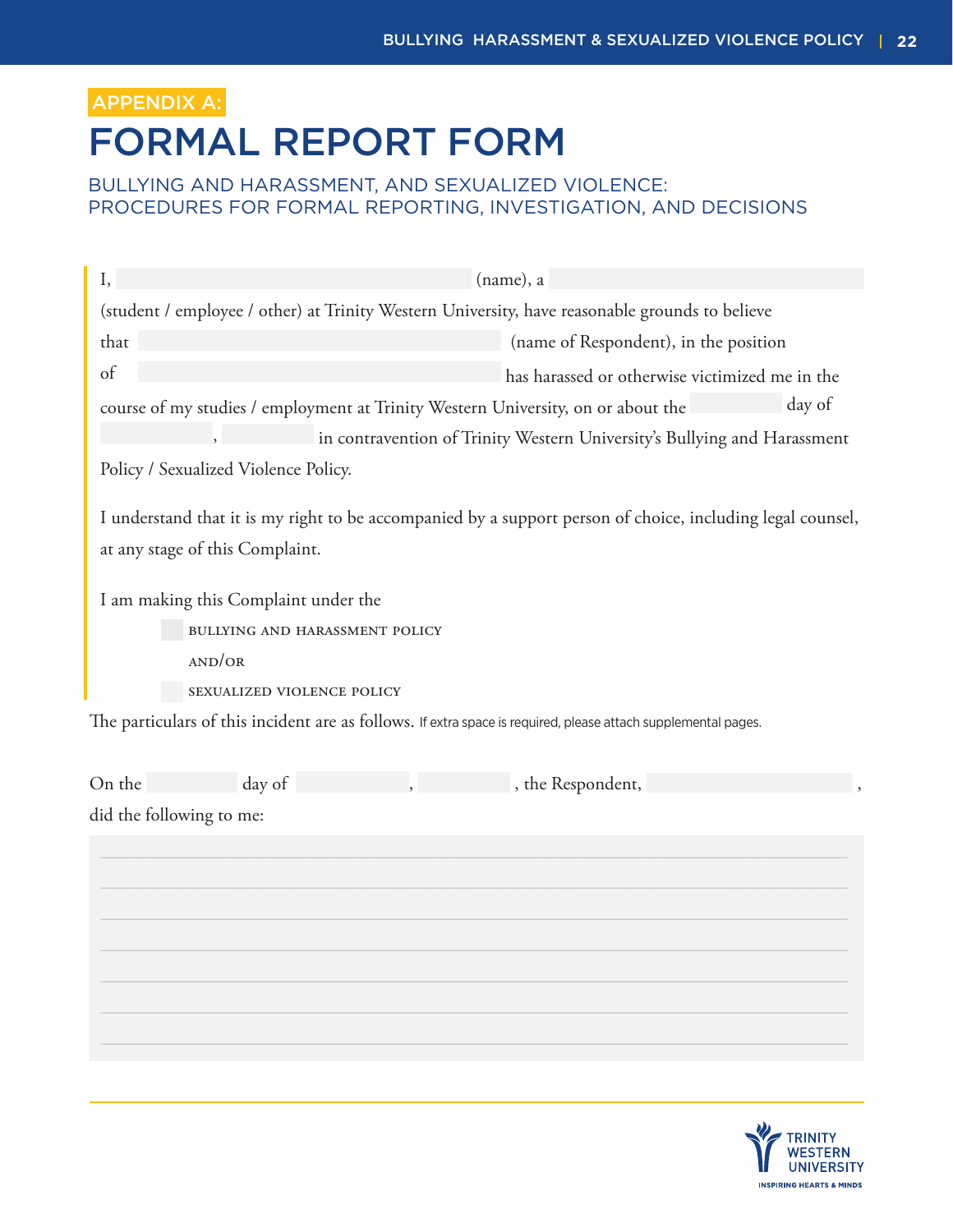APPENDIX A:

# FORMAL REPORT FORM

## BULLYING AND HARASSMENT, AND SEXUALIZED VIOLENCE: PROCEDURES FOR FORMAL REPORTING, INVESTIGATION, AND DECISIONS

I, ______________________ (name), a ______________________ (student / employee / other) at Trinity Western University, have reasonable grounds to believe that ______________________ (name of Respondent), in the position of ______________________ has harassed or otherwise victimized me in the course of my studies / employment at Trinity Western University, on or about the ________ day of ________, ________ in contravention of Trinity Western University's Bullying and Harassment Policy / Sexualized Violence Policy.

I understand that it is my right to be accompanied by a support person of choice, including legal counsel, at any stage of this Complaint.

I am making this Complaint under the

- ☐ BULLYING AND HARASSMENT POLICY

  AND/OR

- ☐ SEXUALIZED VIOLENCE POLICY

The particulars of this incident are as follows. If extra space is required, please attach supplemental pages.

On the ________ day of ________, ________, the Respondent, ______________________, did the following to me:

______________________________________________________________________

______________________________________________________________________

______________________________________________________________________

______________________________________________________________________

______________________________________________________________________

______________________________________________________________________

______________________________________________________________________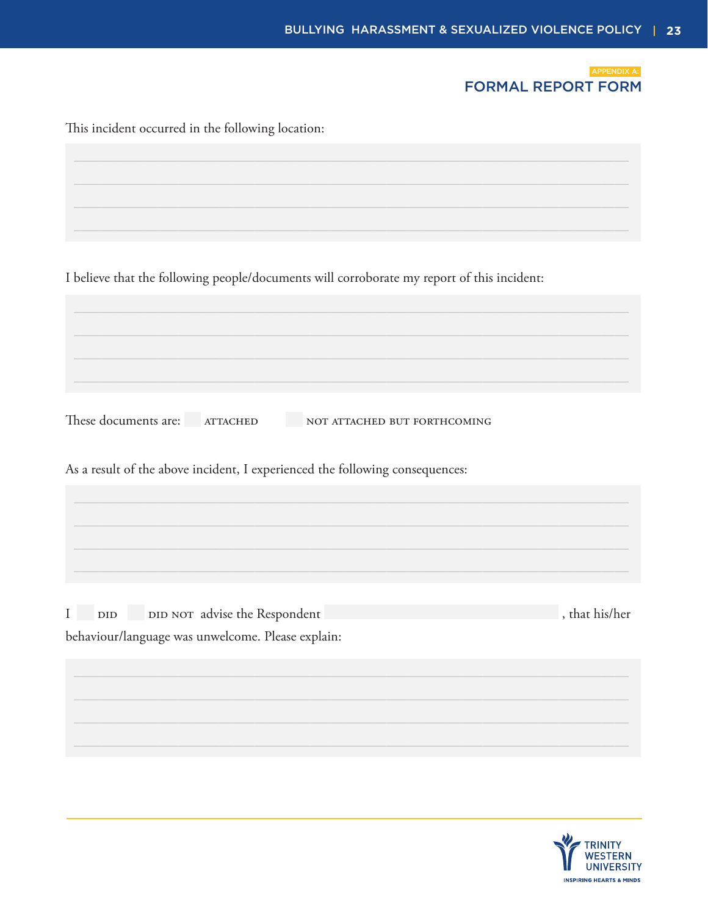APPENDIX A:

## FORMAL REPORT FORM

This incident occurred in the following location:

I believe that the following people/documents will corroborate my report of this incident:

These documents are: ☐ ATTACHED ☐ NOT ATTACHED BUT FORTHCOMING

As a result of the above incident, I experienced the following consequences:

I ☐ DID ☐ DID NOT advise the Respondent ____________________, that his/her behaviour/language was unwelcome. Please explain: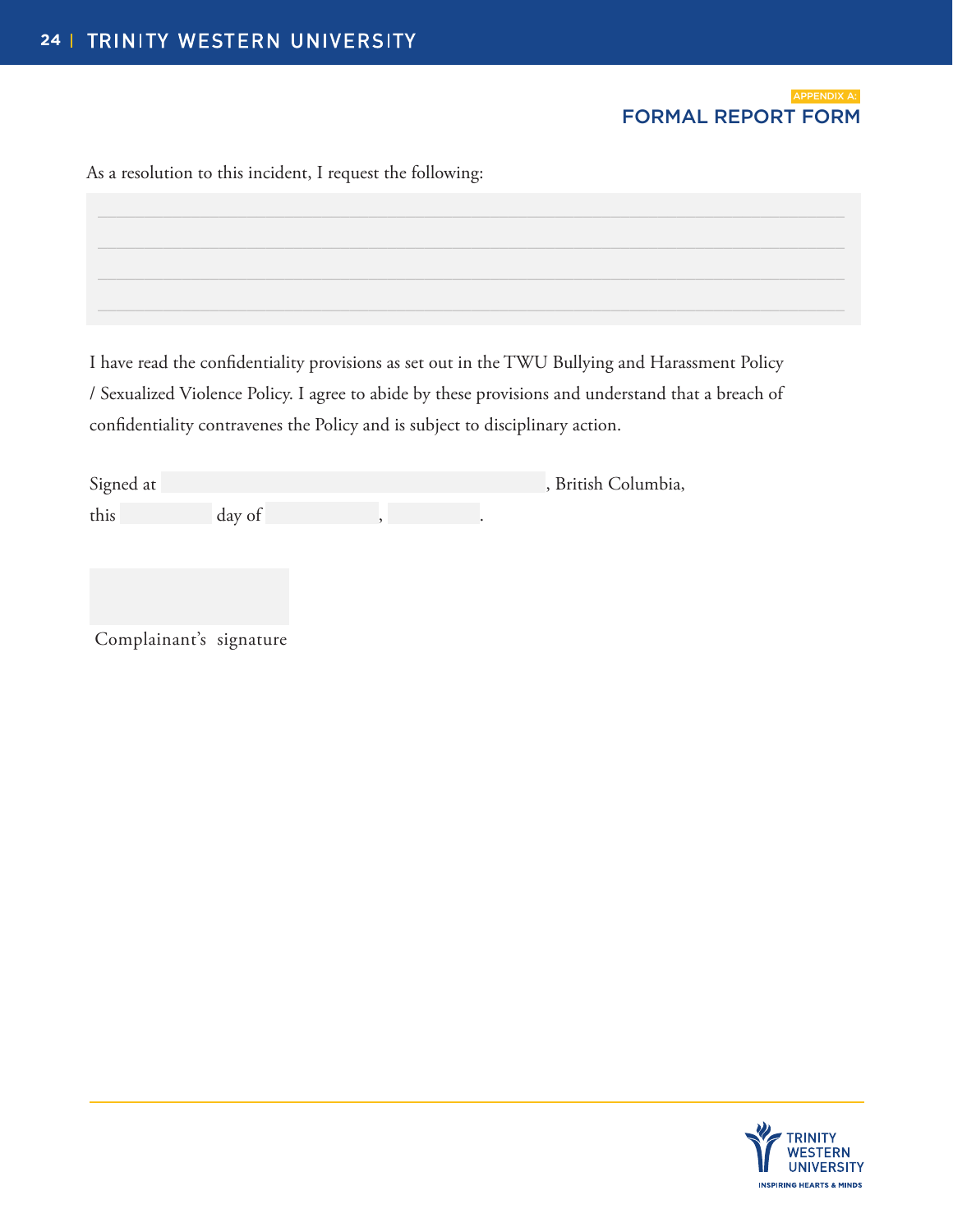APPENDIX A:

## FORMAL REPORT FORM

As a resolution to this incident, I request the following:

_______________________________________________________________________________

_______________________________________________________________________________

_______________________________________________________________________________

_______________________________________________________________________________

I have read the confidentiality provisions as set out in the TWU Bullying and Harassment Policy / Sexualized Violence Policy. I agree to abide by these provisions and understand that a breach of confidentiality contravenes the Policy and is subject to disciplinary action.

Signed at ______________________________, British Columbia,

this __________ day of ______________, __________.

______________________

Complainant's signature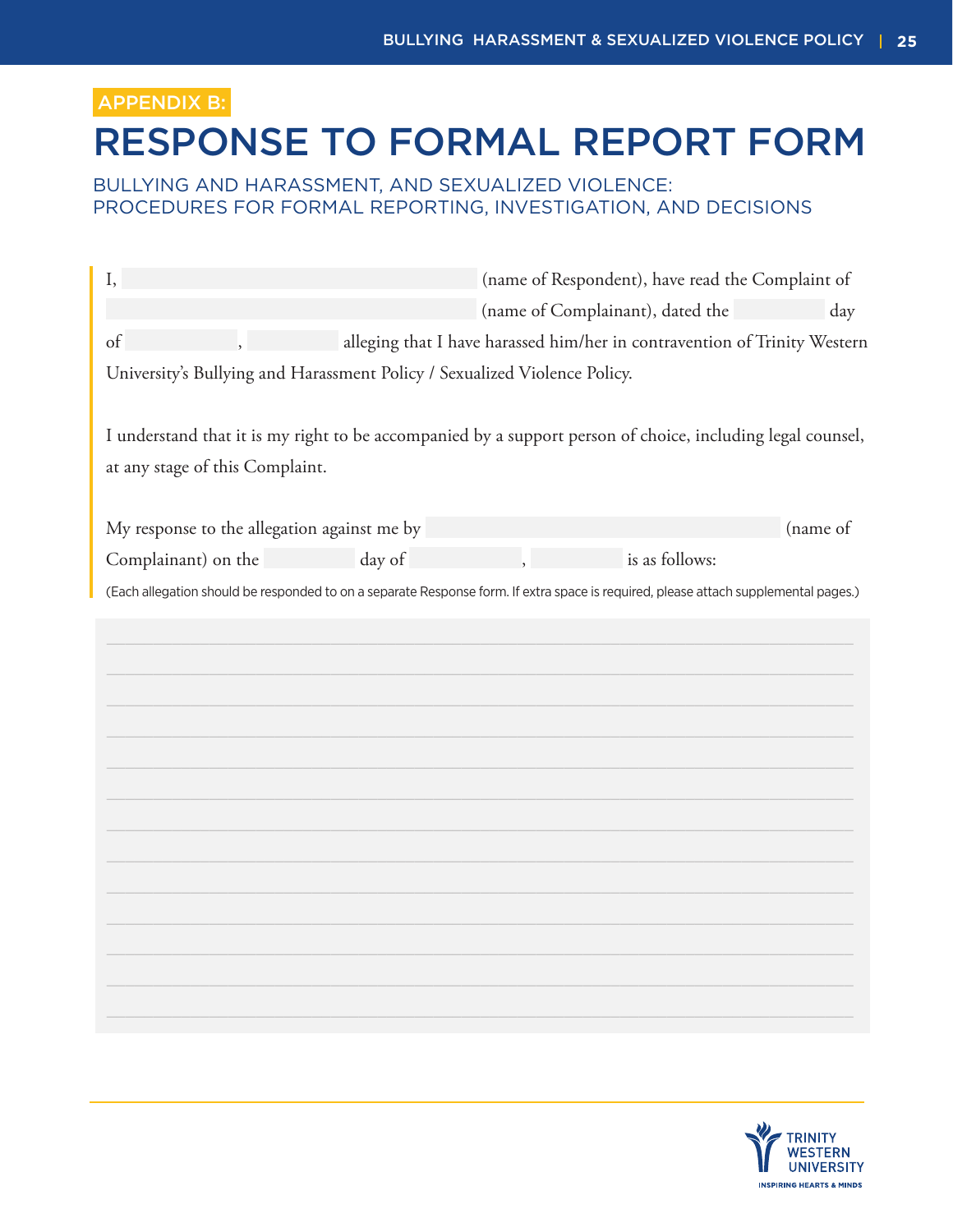APPENDIX B:

# RESPONSE TO FORMAL REPORT FORM

## BULLYING AND HARASSMENT, AND SEXUALIZED VIOLENCE: PROCEDURES FOR FORMAL REPORTING, INVESTIGATION, AND DECISIONS

I, ______________________ (name of Respondent), have read the Complaint of ______________________ (name of Complainant), dated the ________ day of ________, ________ alleging that I have harassed him/her in contravention of Trinity Western University's Bullying and Harassment Policy / Sexualized Violence Policy.

I understand that it is my right to be accompanied by a support person of choice, including legal counsel, at any stage of this Complaint.

My response to the allegation against me by ______________________ (name of Complainant) on the ________ day of ________, ________ is as follows:

(Each allegation should be responded to on a separate Response form. If extra space is required, please attach supplemental pages.)

______________________________________________________________________

______________________________________________________________________

______________________________________________________________________

______________________________________________________________________

______________________________________________________________________

______________________________________________________________________

______________________________________________________________________

______________________________________________________________________

______________________________________________________________________

______________________________________________________________________

______________________________________________________________________

______________________________________________________________________

______________________________________________________________________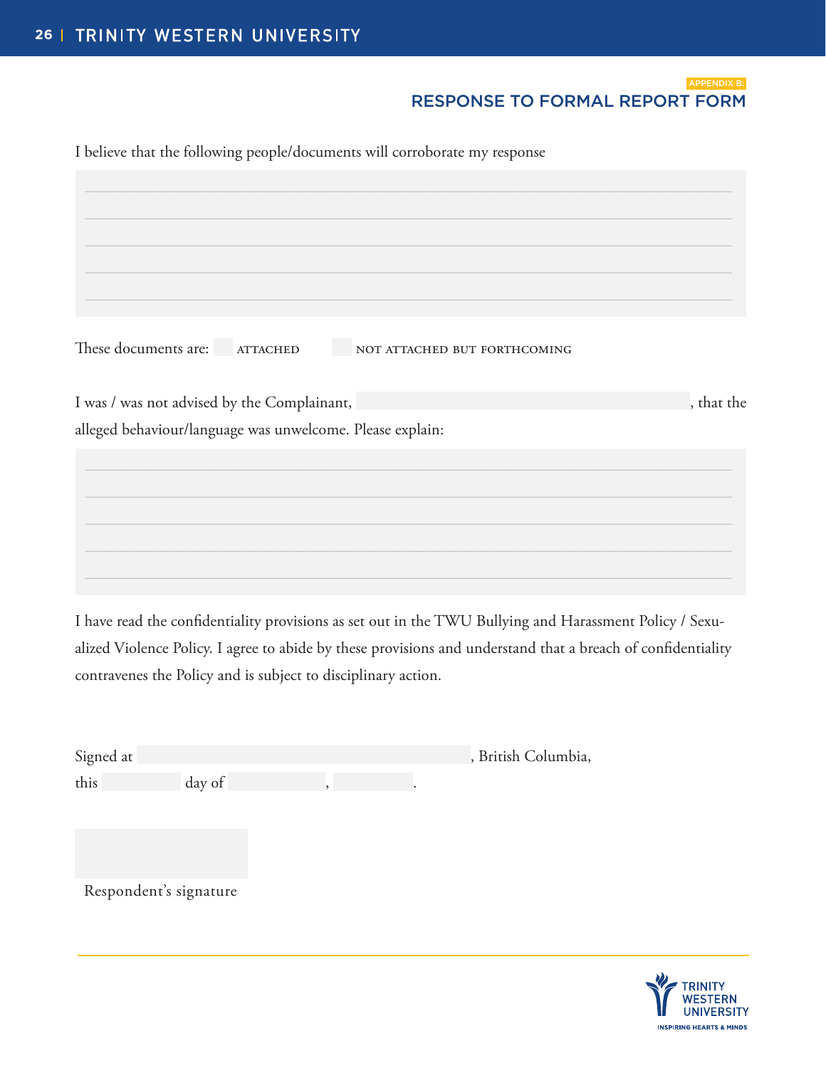APPENDIX B:

## RESPONSE TO FORMAL REPORT FORM

I believe that the following people/documents will corroborate my response

_______________________________________________

_______________________________________________

_______________________________________________

_______________________________________________

_______________________________________________

These documents are: ☐ ATTACHED ☐ NOT ATTACHED BUT FORTHCOMING

I was / was not advised by the Complainant, ____________________, that the alleged behaviour/language was unwelcome. Please explain:

_______________________________________________

_______________________________________________

_______________________________________________

_______________________________________________

_______________________________________________

I have read the confidentiality provisions as set out in the TWU Bullying and Harassment Policy / Sexualized Violence Policy. I agree to abide by these provisions and understand that a breach of confidentiality contravenes the Policy and is subject to disciplinary action.

Signed at ____________________, British Columbia,
this ________ day of ________, ________.

____________________
Respondent's signature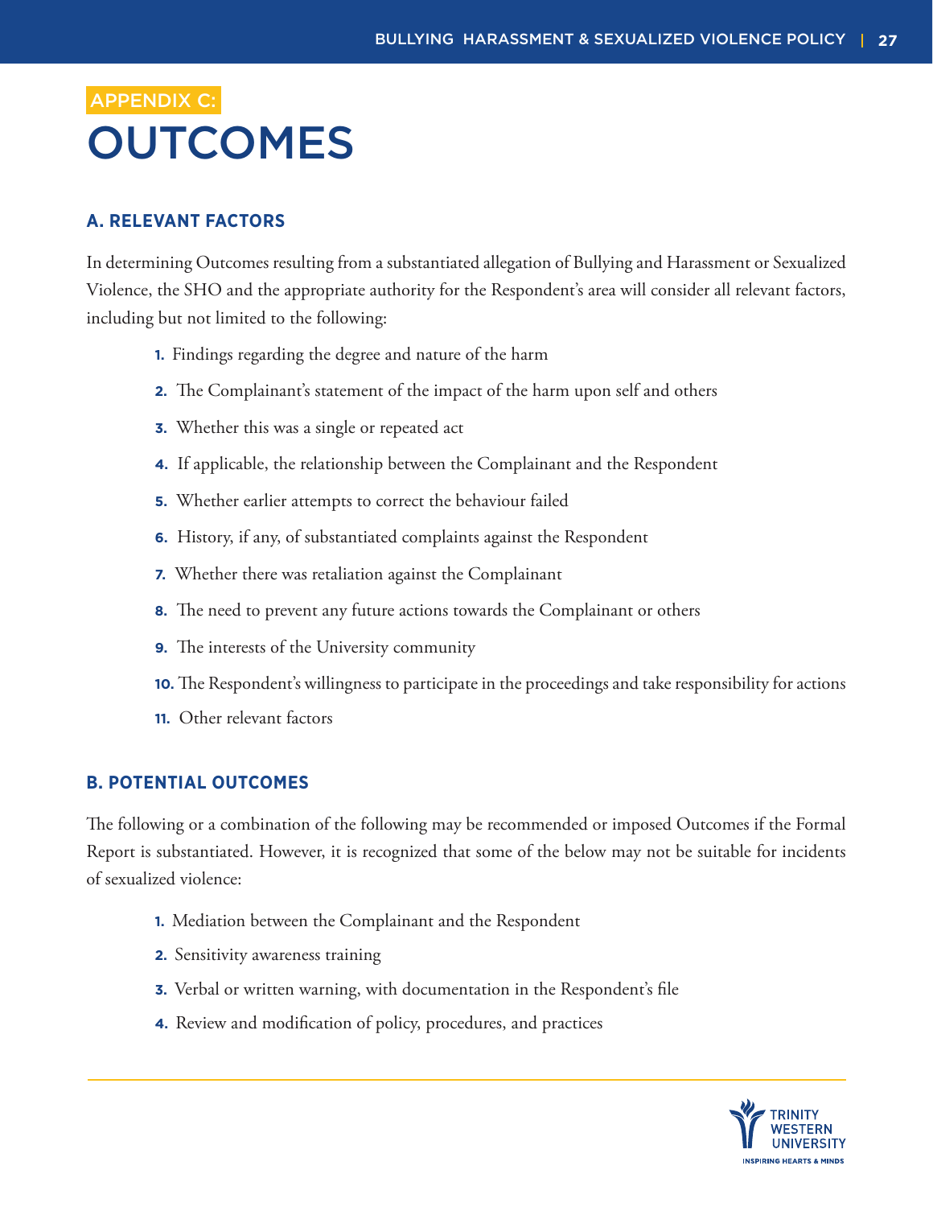APPENDIX C:

# OUTCOMES

## A. RELEVANT FACTORS

In determining Outcomes resulting from a substantiated allegation of Bullying and Harassment or Sexualized Violence, the SHO and the appropriate authority for the Respondent's area will consider all relevant factors, including but not limited to the following:

1. Findings regarding the degree and nature of the harm
2. The Complainant's statement of the impact of the harm upon self and others
3. Whether this was a single or repeated act
4. If applicable, the relationship between the Complainant and the Respondent
5. Whether earlier attempts to correct the behaviour failed
6. History, if any, of substantiated complaints against the Respondent
7. Whether there was retaliation against the Complainant
8. The need to prevent any future actions towards the Complainant or others
9. The interests of the University community
10. The Respondent's willingness to participate in the proceedings and take responsibility for actions
11. Other relevant factors

## B. POTENTIAL OUTCOMES

The following or a combination of the following may be recommended or imposed Outcomes if the Formal Report is substantiated. However, it is recognized that some of the below may not be suitable for incidents of sexualized violence:

1. Mediation between the Complainant and the Respondent
2. Sensitivity awareness training
3. Verbal or written warning, with documentation in the Respondent's file
4. Review and modification of policy, procedures, and practices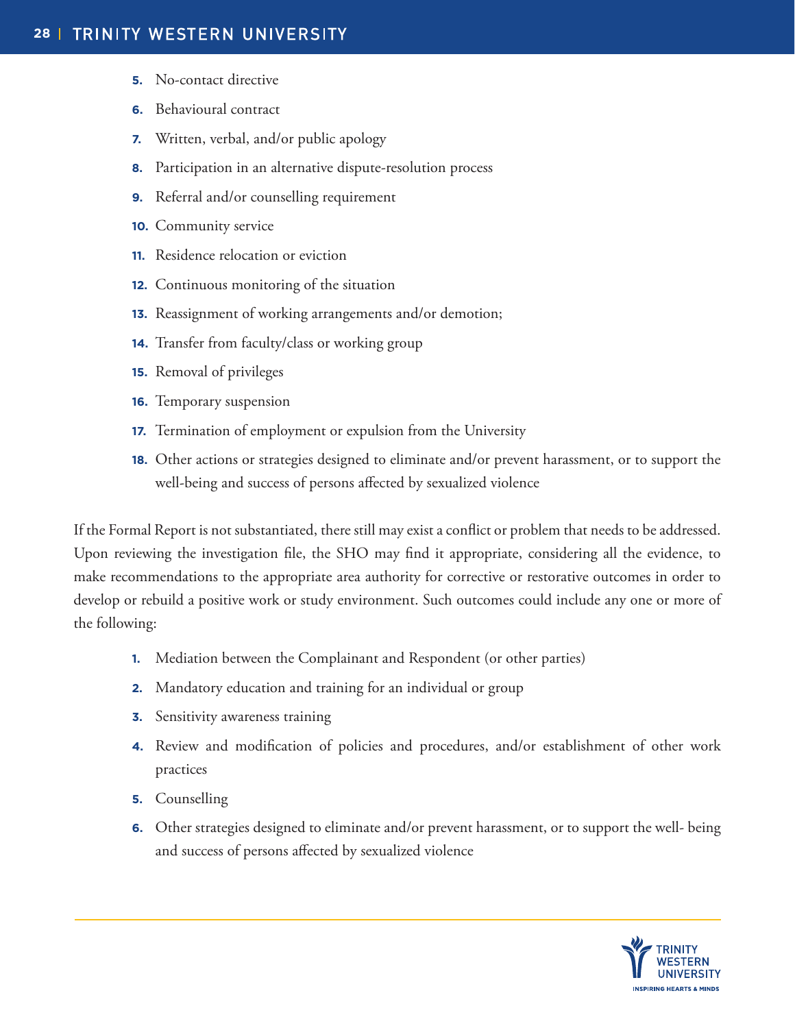5. No-contact directive
6. Behavioural contract
7. Written, verbal, and/or public apology
8. Participation in an alternative dispute-resolution process
9. Referral and/or counselling requirement
10. Community service
11. Residence relocation or eviction
12. Continuous monitoring of the situation
13. Reassignment of working arrangements and/or demotion;
14. Transfer from faculty/class or working group
15. Removal of privileges
16. Temporary suspension
17. Termination of employment or expulsion from the University
18. Other actions or strategies designed to eliminate and/or prevent harassment, or to support the well-being and success of persons affected by sexualized violence

If the Formal Report is not substantiated, there still may exist a conflict or problem that needs to be addressed. Upon reviewing the investigation file, the SHO may find it appropriate, considering all the evidence, to make recommendations to the appropriate area authority for corrective or restorative outcomes in order to develop or rebuild a positive work or study environment. Such outcomes could include any one or more of the following:

1. Mediation between the Complainant and Respondent (or other parties)
2. Mandatory education and training for an individual or group
3. Sensitivity awareness training
4. Review and modification of policies and procedures, and/or establishment of other work practices
5. Counselling
6. Other strategies designed to eliminate and/or prevent harassment, or to support the well- being and success of persons affected by sexualized violence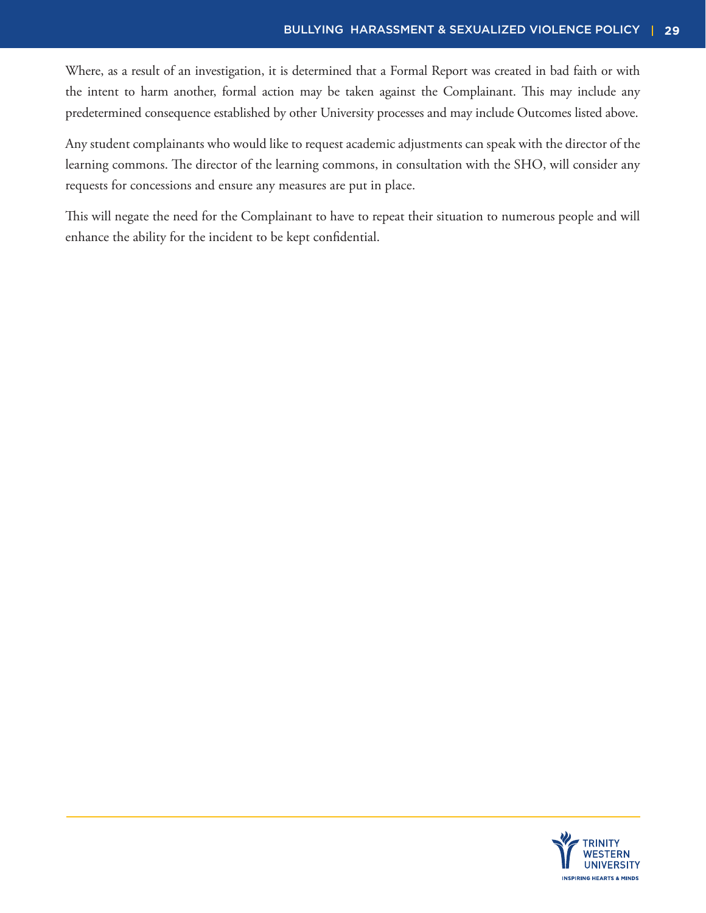Where, as a result of an investigation, it is determined that a Formal Report was created in bad faith or with the intent to harm another, formal action may be taken against the Complainant. This may include any predetermined consequence established by other University processes and may include Outcomes listed above.

Any student complainants who would like to request academic adjustments can speak with the director of the learning commons. The director of the learning commons, in consultation with the SHO, will consider any requests for concessions and ensure any measures are put in place.

This will negate the need for the Complainant to have to repeat their situation to numerous people and will enhance the ability for the incident to be kept confidential.